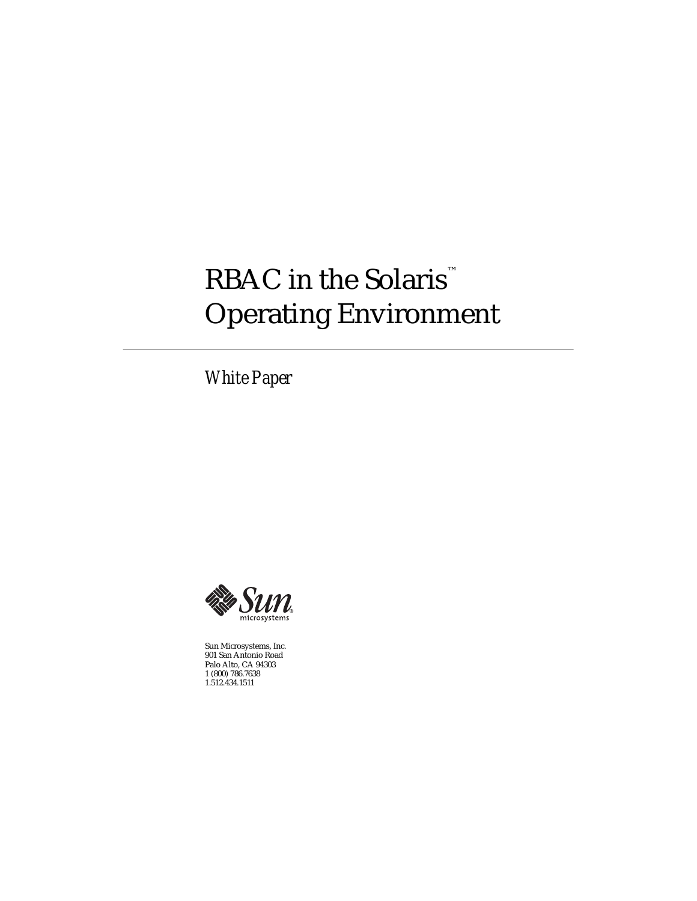# RBAC in the Solaris™ Operating Environment

*White Paper*

Sun Microsystems, Inc.
901 San Antonio Road
Palo Alto, CA 94303
1 (800) 786.7638
1.512.434.1511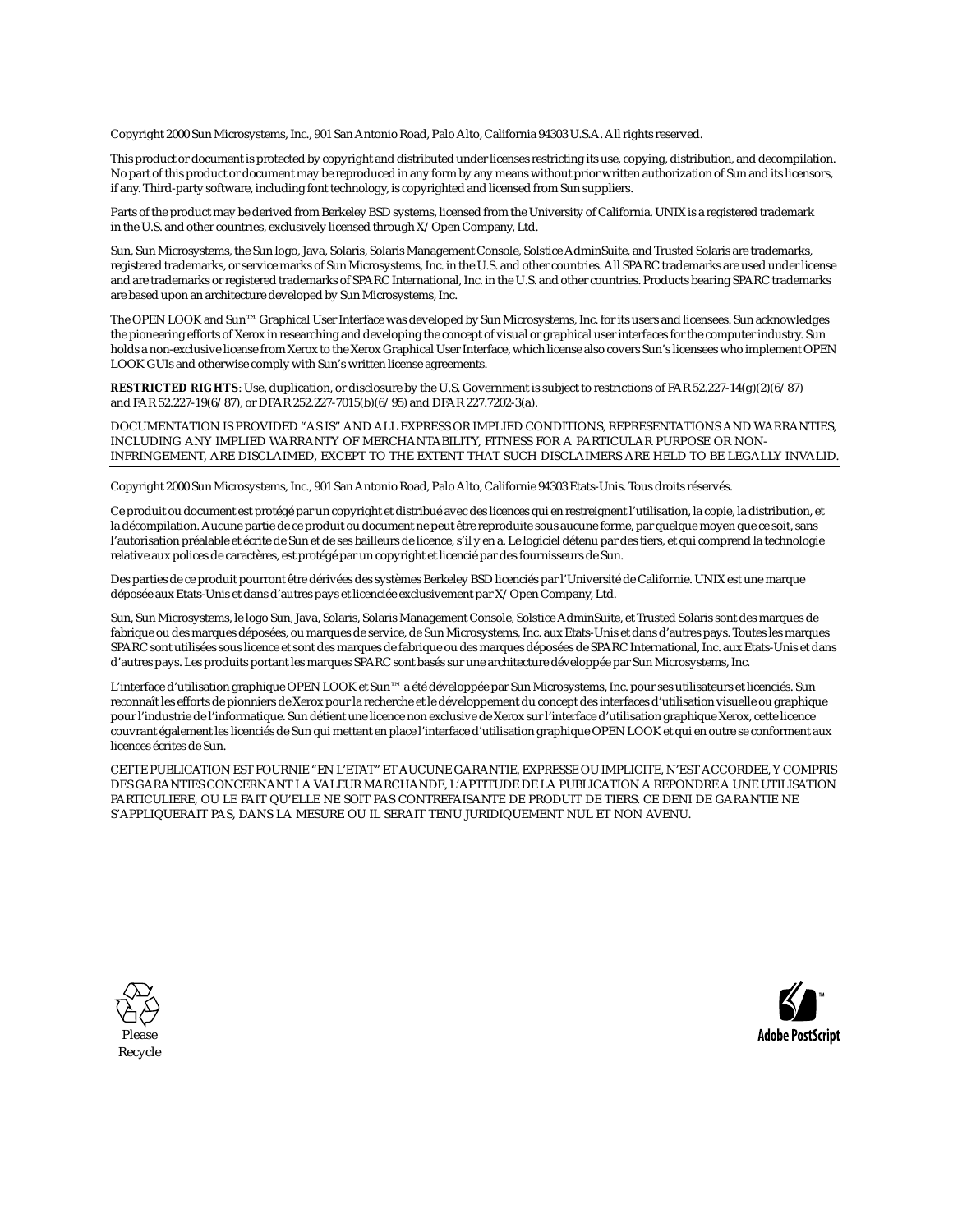Copyright 2000 Sun Microsystems, Inc., 901 San Antonio Road, Palo Alto, California 94303 U.S.A. All rights reserved.

This product or document is protected by copyright and distributed under licenses restricting its use, copying, distribution, and decompilation. No part of this product or document may be reproduced in any form by any means without prior written authorization of Sun and its licensors, if any. Third-party software, including font technology, is copyrighted and licensed from Sun suppliers.

Parts of the product may be derived from Berkeley BSD systems, licensed from the University of California. UNIX is a registered trademark in the U.S. and other countries, exclusively licensed through X/Open Company, Ltd.

Sun, Sun Microsystems, the Sun logo, Java, Solaris, Solaris Management Console, Solstice AdminSuite, and Trusted Solaris are trademarks, registered trademarks, or service marks of Sun Microsystems, Inc. in the U.S. and other countries. All SPARC trademarks are used under license and are trademarks or registered trademarks of SPARC International, Inc. in the U.S. and other countries. Products bearing SPARC trademarks are based upon an architecture developed by Sun Microsystems, Inc.

The OPEN LOOK and Sun™ Graphical User Interface was developed by Sun Microsystems, Inc. for its users and licensees. Sun acknowledges the pioneering efforts of Xerox in researching and developing the concept of visual or graphical user interfaces for the computer industry. Sun holds a non-exclusive license from Xerox to the Xerox Graphical User Interface, which license also covers Sun's licensees who implement OPEN LOOK GUIs and otherwise comply with Sun's written license agreements.

**RESTRICTED RIGHTS**: Use, duplication, or disclosure by the U.S. Government is subject to restrictions of FAR 52.227-14(g)(2)(6/87) and FAR 52.227-19(6/87), or DFAR 252.227-7015(b)(6/95) and DFAR 227.7202-3(a).

DOCUMENTATION IS PROVIDED "AS IS" AND ALL EXPRESS OR IMPLIED CONDITIONS, REPRESENTATIONS AND WARRANTIES, INCLUDING ANY IMPLIED WARRANTY OF MERCHANTABILITY, FITNESS FOR A PARTICULAR PURPOSE OR NON-INFRINGEMENT, ARE DISCLAIMED, EXCEPT TO THE EXTENT THAT SUCH DISCLAIMERS ARE HELD TO BE LEGALLY INVALID.

---

Copyright 2000 Sun Microsystems, Inc., 901 San Antonio Road, Palo Alto, Californie 94303 Etats-Unis. Tous droits réservés.

Ce produit ou document est protégé par un copyright et distribué avec des licences qui en restreignent l'utilisation, la copie, la distribution, et la décompilation. Aucune partie de ce produit ou document ne peut être reproduite sous aucune forme, par quelque moyen que ce soit, sans l'autorisation préalable et écrite de Sun et de ses bailleurs de licence, s'il y en a. Le logiciel détenu par des tiers, et qui comprend la technologie relative aux polices de caractères, est protégé par un copyright et licencié par des fournisseurs de Sun.

Des parties de ce produit pourront être dérivées des systèmes Berkeley BSD licenciés par l'Université de Californie. UNIX est une marque déposée aux Etats-Unis et dans d'autres pays et licenciée exclusivement par X/Open Company, Ltd.

Sun, Sun Microsystems, le logo Sun, Java, Solaris, Solaris Management Console, Solstice AdminSuite, et Trusted Solaris sont des marques de fabrique ou des marques déposées, ou marques de service, de Sun Microsystems, Inc. aux Etats-Unis et dans d'autres pays. Toutes les marques SPARC sont utilisées sous licence et sont des marques de fabrique ou des marques déposées de SPARC International, Inc. aux Etats-Unis et dans d'autres pays. Les produits portant les marques SPARC sont basés sur une architecture développée par Sun Microsystems, Inc.

L'interface d'utilisation graphique OPEN LOOK et Sun™ a été développée par Sun Microsystems, Inc. pour ses utilisateurs et licenciés. Sun reconnaît les efforts de pionniers de Xerox pour la recherche et le développement du concept des interfaces d'utilisation visuelle ou graphique pour l'industrie de l'informatique. Sun détient une licence non exclusive de Xerox sur l'interface d'utilisation graphique Xerox, cette licence couvrant également les licenciés de Sun qui mettent en place l'interface d'utilisation graphique OPEN LOOK et qui en outre se conforment aux licences écrites de Sun.

CETTE PUBLICATION EST FOURNIE "EN L'ETAT" ET AUCUNE GARANTIE, EXPRESSE OU IMPLICITE, N'EST ACCORDEE, Y COMPRIS DES GARANTIES CONCERNANT LA VALEUR MARCHANDE, L'APTITUDE DE LA PUBLICATION A REPONDRE A UNE UTILISATION PARTICULIERE, OU LE FAIT QU'ELLE NE SOIT PAS CONTREFAISANTE DE PRODUIT DE TIERS. CE DENI DE GARANTIE NE S'APPLIQUERAIT PAS, DANS LA MESURE OU IL SERAIT TENU JURIDIQUEMENT NUL ET NON AVENU.

Please Recycle

Adobe PostScript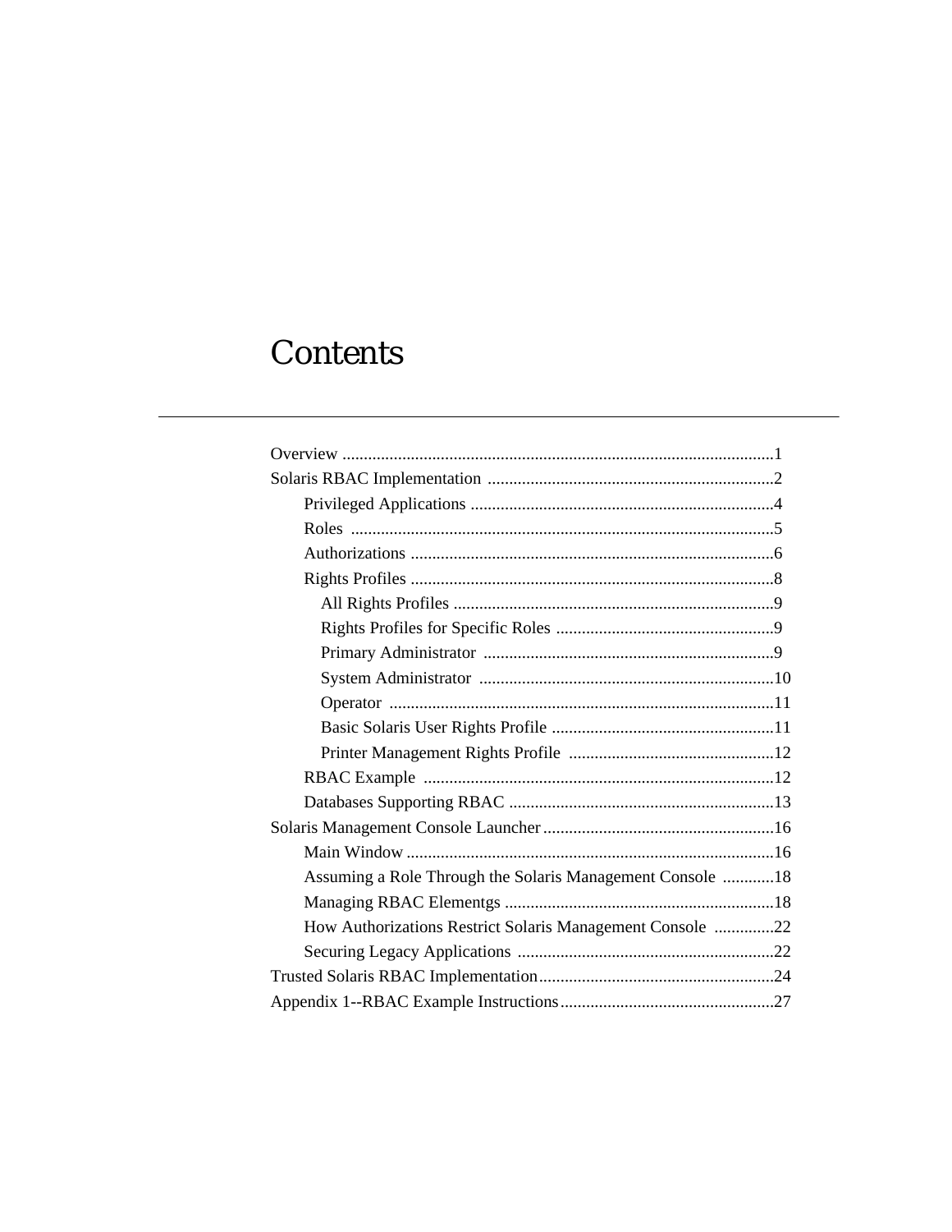# Contents

- Overview ....................................................................................................1
- Solaris RBAC Implementation ...................................................................2
  - Privileged Applications .......................................................................4
  - Roles ..................................................................................................5
  - Authorizations .....................................................................................6
  - Rights Profiles .....................................................................................8
    - All Rights Profiles ...........................................................................9
    - Rights Profiles for Specific Roles ...................................................9
    - Primary Administrator ....................................................................9
    - System Administrator .....................................................................10
    - Operator ..........................................................................................11
    - Basic Solaris User Rights Profile ....................................................11
    - Printer Management Rights Profile ................................................12
  - RBAC Example ..................................................................................12
  - Databases Supporting RBAC ..............................................................13
- Solaris Management Console Launcher ......................................................16
  - Main Window ......................................................................................16
  - Assuming a Role Through the Solaris Management Console ............18
  - Managing RBAC Elementgs ...............................................................18
  - How Authorizations Restrict Solaris Management Console ..............22
  - Securing Legacy Applications ............................................................22
- Trusted Solaris RBAC Implementation.......................................................24
- Appendix 1--RBAC Example Instructions..................................................27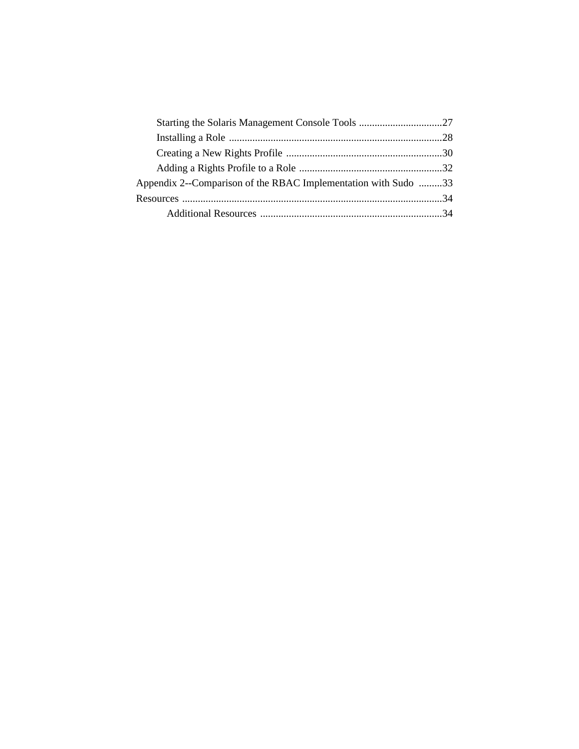Starting the Solaris Management Console Tools ................................27
Installing a Role ..................................................................................28
Creating a New Rights Profile ............................................................30
Adding a Rights Profile to a Role .......................................................32
Appendix 2--Comparison of the RBAC Implementation with Sudo .........33
Resources ....................................................................................................34
Additional Resources ......................................................................34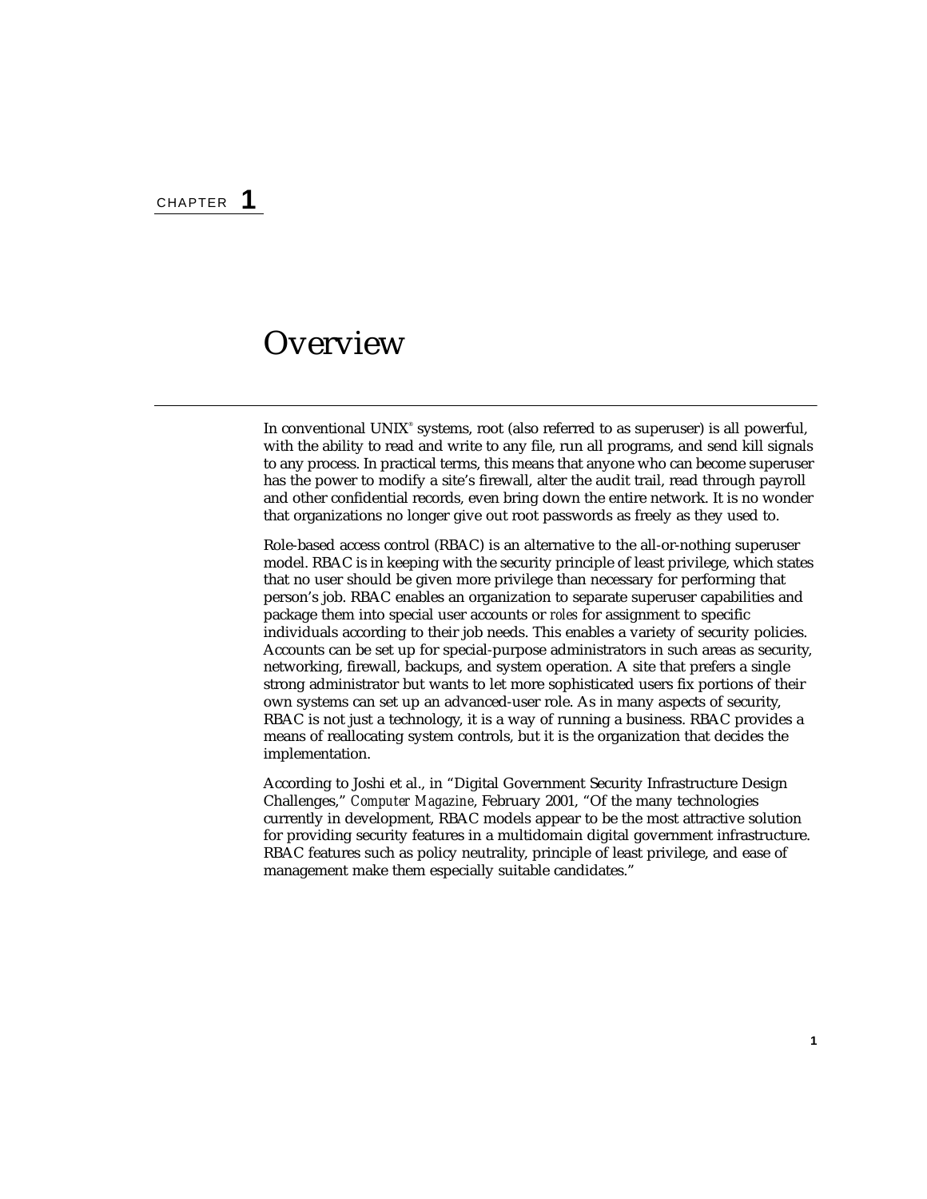# CHAPTER 1

# Overview

In conventional UNIX® systems, root (also referred to as superuser) is all powerful, with the ability to read and write to any file, run all programs, and send kill signals to any process. In practical terms, this means that anyone who can become superuser has the power to modify a site's firewall, alter the audit trail, read through payroll and other confidential records, even bring down the entire network. It is no wonder that organizations no longer give out root passwords as freely as they used to.

Role-based access control (RBAC) is an alternative to the all-or-nothing superuser model. RBAC is in keeping with the security principle of least privilege, which states that no user should be given more privilege than necessary for performing that person's job. RBAC enables an organization to separate superuser capabilities and package them into special user accounts or *roles* for assignment to specific individuals according to their job needs. This enables a variety of security policies. Accounts can be set up for special-purpose administrators in such areas as security, networking, firewall, backups, and system operation. A site that prefers a single strong administrator but wants to let more sophisticated users fix portions of their own systems can set up an advanced-user role. As in many aspects of security, RBAC is not just a technology, it is a way of running a business. RBAC provides a means of reallocating system controls, but it is the organization that decides the implementation.

According to Joshi et al., in "Digital Government Security Infrastructure Design Challenges," *Computer Magazine*, February 2001, "Of the many technologies currently in development, RBAC models appear to be the most attractive solution for providing security features in a multidomain digital government infrastructure. RBAC features such as policy neutrality, principle of least privilege, and ease of management make them especially suitable candidates."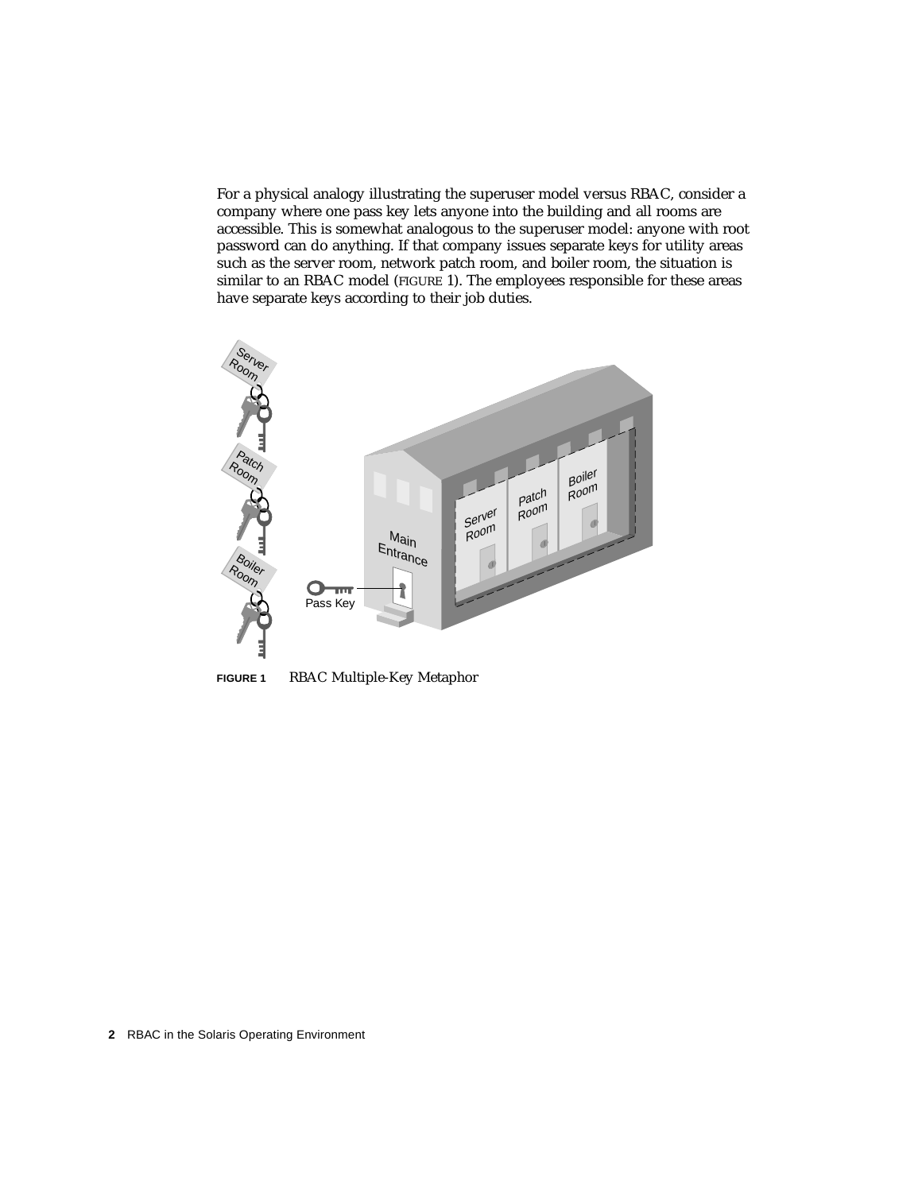For a physical analogy illustrating the superuser model versus RBAC, consider a company where one pass key lets anyone into the building and all rooms are accessible. This is somewhat analogous to the superuser model: anyone with root password can do anything. If that company issues separate keys for utility areas such as the server room, network patch room, and boiler room, the situation is similar to an RBAC model (FIGURE 1). The employees responsible for these areas have separate keys according to their job duties.

**FIGURE 1** RBAC Multiple-Key Metaphor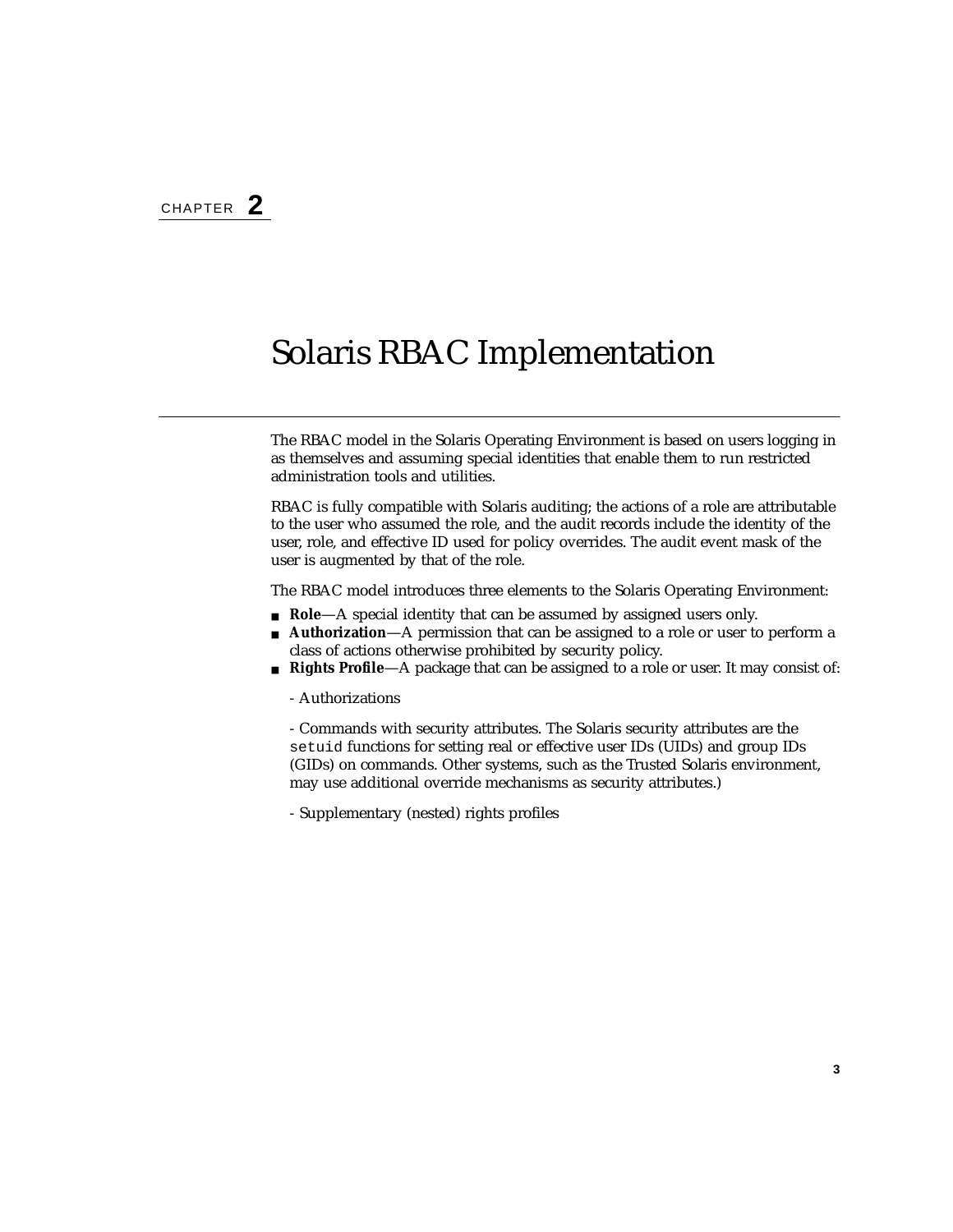CHAPTER **2**

# Solaris RBAC Implementation

The RBAC model in the Solaris Operating Environment is based on users logging in as themselves and assuming special identities that enable them to run restricted administration tools and utilities.

RBAC is fully compatible with Solaris auditing; the actions of a role are attributable to the user who assumed the role, and the audit records include the identity of the user, role, and effective ID used for policy overrides. The audit event mask of the user is augmented by that of the role.

The RBAC model introduces three elements to the Solaris Operating Environment:

- **Role**—A special identity that can be assumed by assigned users only.
- **Authorization**—A permission that can be assigned to a role or user to perform a class of actions otherwise prohibited by security policy.
- **Rights Profile**—A package that can be assigned to a role or user. It may consist of:

  - Authorizations

  - Commands with security attributes. The Solaris security attributes are the `setuid` functions for setting real or effective user IDs (UIDs) and group IDs (GIDs) on commands. Other systems, such as the Trusted Solaris environment, may use additional override mechanisms as security attributes.)

  - Supplementary (nested) rights profiles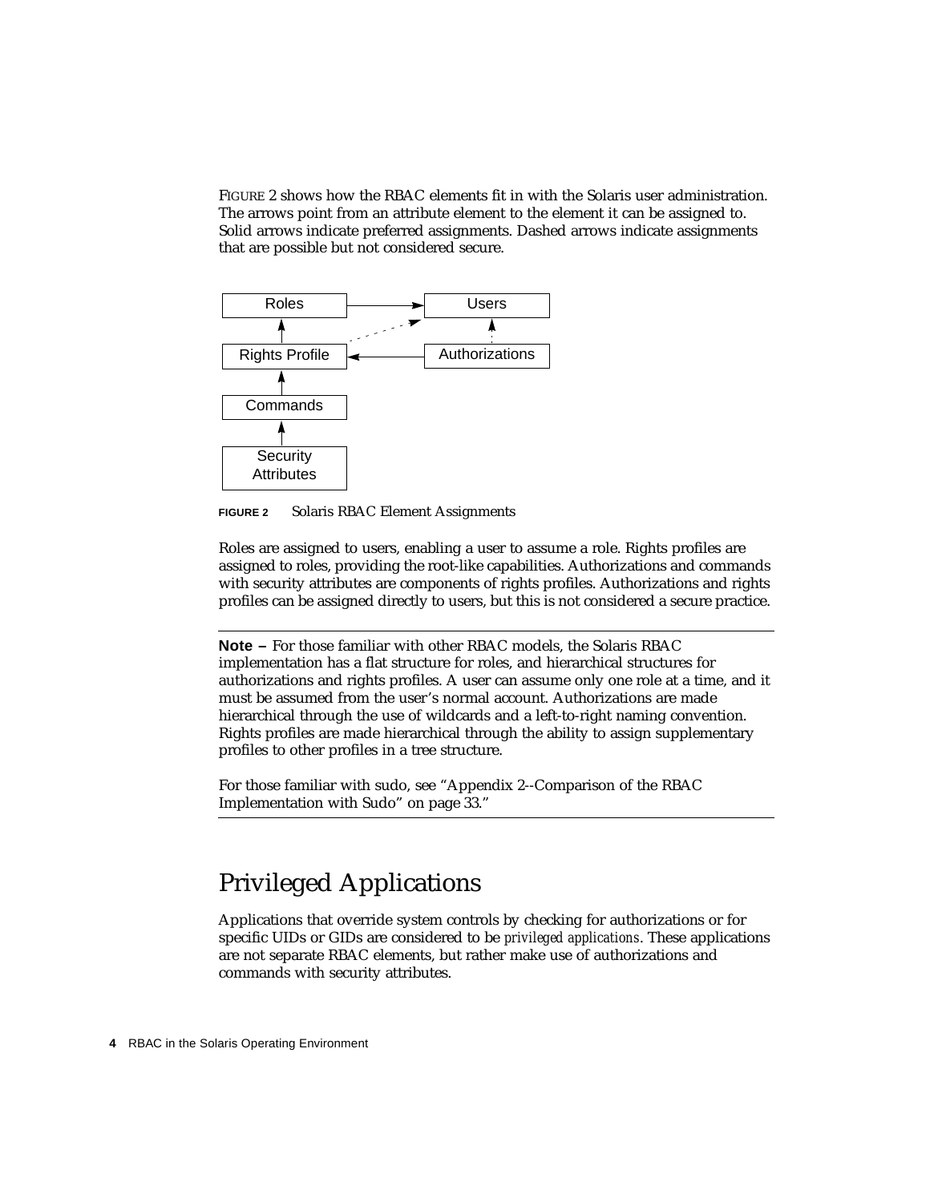FIGURE 2 shows how the RBAC elements fit in with the Solaris user administration. The arrows point from an attribute element to the element it can be assigned to. Solid arrows indicate preferred assignments. Dashed arrows indicate assignments that are possible but not considered secure.

**FIGURE 2** Solaris RBAC Element Assignments

Roles are assigned to users, enabling a user to assume a role. Rights profiles are assigned to roles, providing the root-like capabilities. Authorizations and commands with security attributes are components of rights profiles. Authorizations and rights profiles can be assigned directly to users, but this is not considered a secure practice.

---

**Note –** For those familiar with other RBAC models, the Solaris RBAC implementation has a flat structure for roles, and hierarchical structures for authorizations and rights profiles. A user can assume only one role at a time, and it must be assumed from the user's normal account. Authorizations are made hierarchical through the use of wildcards and a left-to-right naming convention. Rights profiles are made hierarchical through the ability to assign supplementary profiles to other profiles in a tree structure.

For those familiar with sudo, see "Appendix 2--Comparison of the RBAC Implementation with Sudo" on page 33."

---

## Privileged Applications

Applications that override system controls by checking for authorizations or for specific UIDs or GIDs are considered to be *privileged applications*. These applications are not separate RBAC elements, but rather make use of authorizations and commands with security attributes.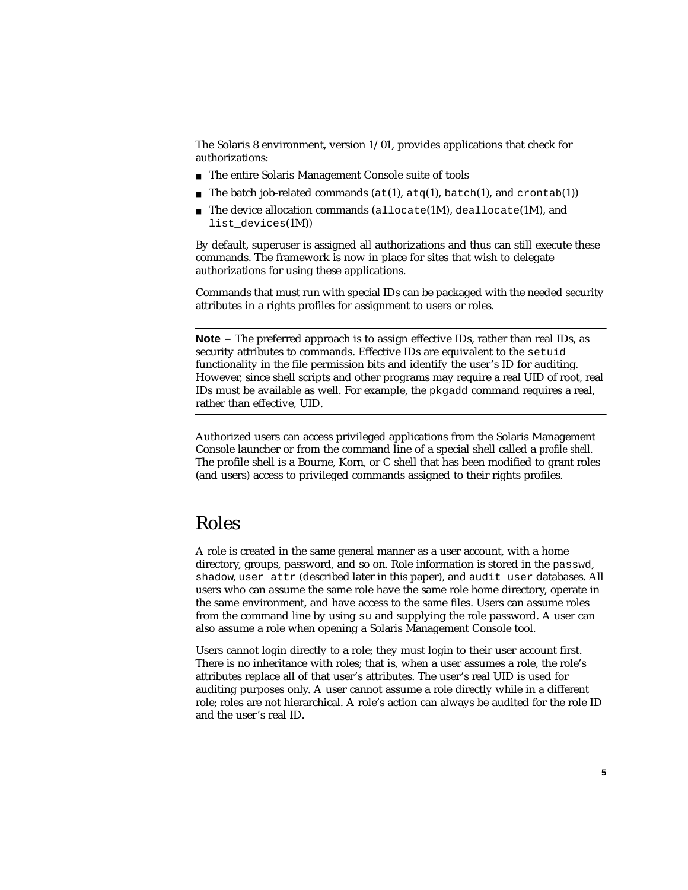The Solaris 8 environment, version 1/01, provides applications that check for authorizations:

- The entire Solaris Management Console suite of tools
- The batch job-related commands (`at`(1), `atq`(1), `batch`(1), and `crontab`(1))
- The device allocation commands (`allocate`(1M), `deallocate`(1M), and `list_devices`(1M))

By default, superuser is assigned all authorizations and thus can still execute these commands. The framework is now in place for sites that wish to delegate authorizations for using these applications.

Commands that must run with special IDs can be packaged with the needed security attributes in a rights profiles for assignment to users or roles.

---

**Note –** The preferred approach is to assign effective IDs, rather than real IDs, as security attributes to commands. Effective IDs are equivalent to the `setuid` functionality in the file permission bits and identify the user's ID for auditing. However, since shell scripts and other programs may require a real UID of root, real IDs must be available as well. For example, the `pkgadd` command requires a real, rather than effective, UID.

---

Authorized users can access privileged applications from the Solaris Management Console launcher or from the command line of a special shell called a *profile shell.* The profile shell is a Bourne, Korn, or C shell that has been modified to grant roles (and users) access to privileged commands assigned to their rights profiles.

## Roles

A role is created in the same general manner as a user account, with a home directory, groups, password, and so on. Role information is stored in the `passwd`, `shadow`, `user_attr` (described later in this paper), and `audit_user` databases. All users who can assume the same role have the same role home directory, operate in the same environment, and have access to the same files. Users can assume roles from the command line by using `su` and supplying the role password. A user can also assume a role when opening a Solaris Management Console tool.

Users cannot login directly to a role; they must login to their user account first. There is no inheritance with roles; that is, when a user assumes a role, the role's attributes replace all of that user's attributes. The user's real UID is used for auditing purposes only. A user cannot assume a role directly while in a different role; roles are not hierarchical. A role's action can always be audited for the role ID and the user's real ID.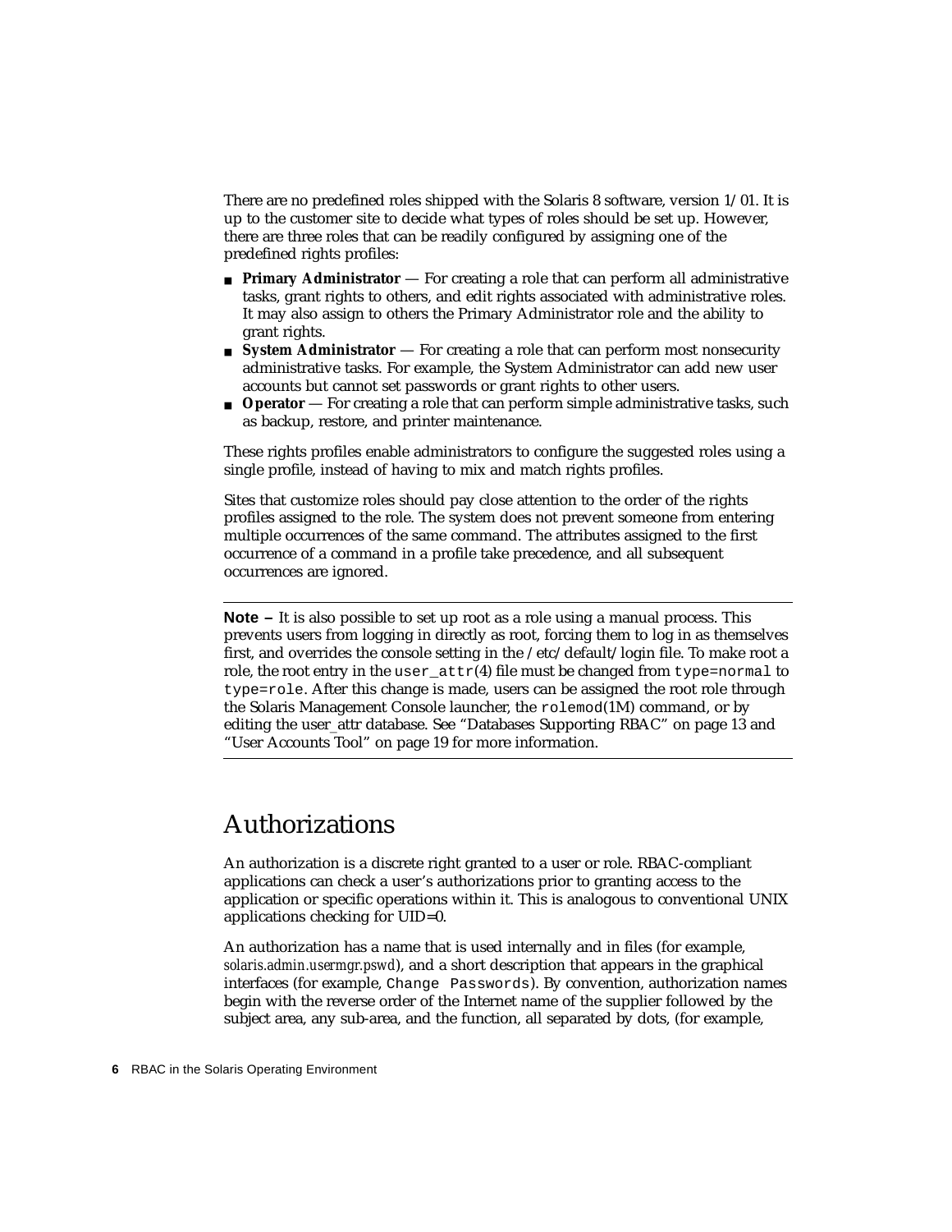There are no predefined roles shipped with the Solaris 8 software, version 1/01. It is up to the customer site to decide what types of roles should be set up. However, there are three roles that can be readily configured by assigning one of the predefined rights profiles:

- **Primary Administrator** — For creating a role that can perform all administrative tasks, grant rights to others, and edit rights associated with administrative roles. It may also assign to others the Primary Administrator role and the ability to grant rights.
- **System Administrator** — For creating a role that can perform most nonsecurity administrative tasks. For example, the System Administrator can add new user accounts but cannot set passwords or grant rights to other users.
- **Operator** — For creating a role that can perform simple administrative tasks, such as backup, restore, and printer maintenance.

These rights profiles enable administrators to configure the suggested roles using a single profile, instead of having to mix and match rights profiles.

Sites that customize roles should pay close attention to the order of the rights profiles assigned to the role. The system does not prevent someone from entering multiple occurrences of the same command. The attributes assigned to the first occurrence of a command in a profile take precedence, and all subsequent occurrences are ignored.

---

**Note –** It is also possible to set up root as a role using a manual process. This prevents users from logging in directly as root, forcing them to log in as themselves first, and overrides the console setting in the /etc/default/login file. To make root a role, the root entry in the `user_attr`(4) file must be changed from `type=normal` to `type=role`. After this change is made, users can be assigned the root role through the Solaris Management Console launcher, the `rolemod`(1M) command, or by editing the user_attr database. See "Databases Supporting RBAC" on page 13 and "User Accounts Tool" on page 19 for more information.

---

## Authorizations

An authorization is a discrete right granted to a user or role. RBAC-compliant applications can check a user's authorizations prior to granting access to the application or specific operations within it. This is analogous to conventional UNIX applications checking for UID=0.

An authorization has a name that is used internally and in files (for example, *solaris.admin.usermgr.pswd*), and a short description that appears in the graphical interfaces (for example, `Change Passwords`). By convention, authorization names begin with the reverse order of the Internet name of the supplier followed by the subject area, any sub-area, and the function, all separated by dots, (for example,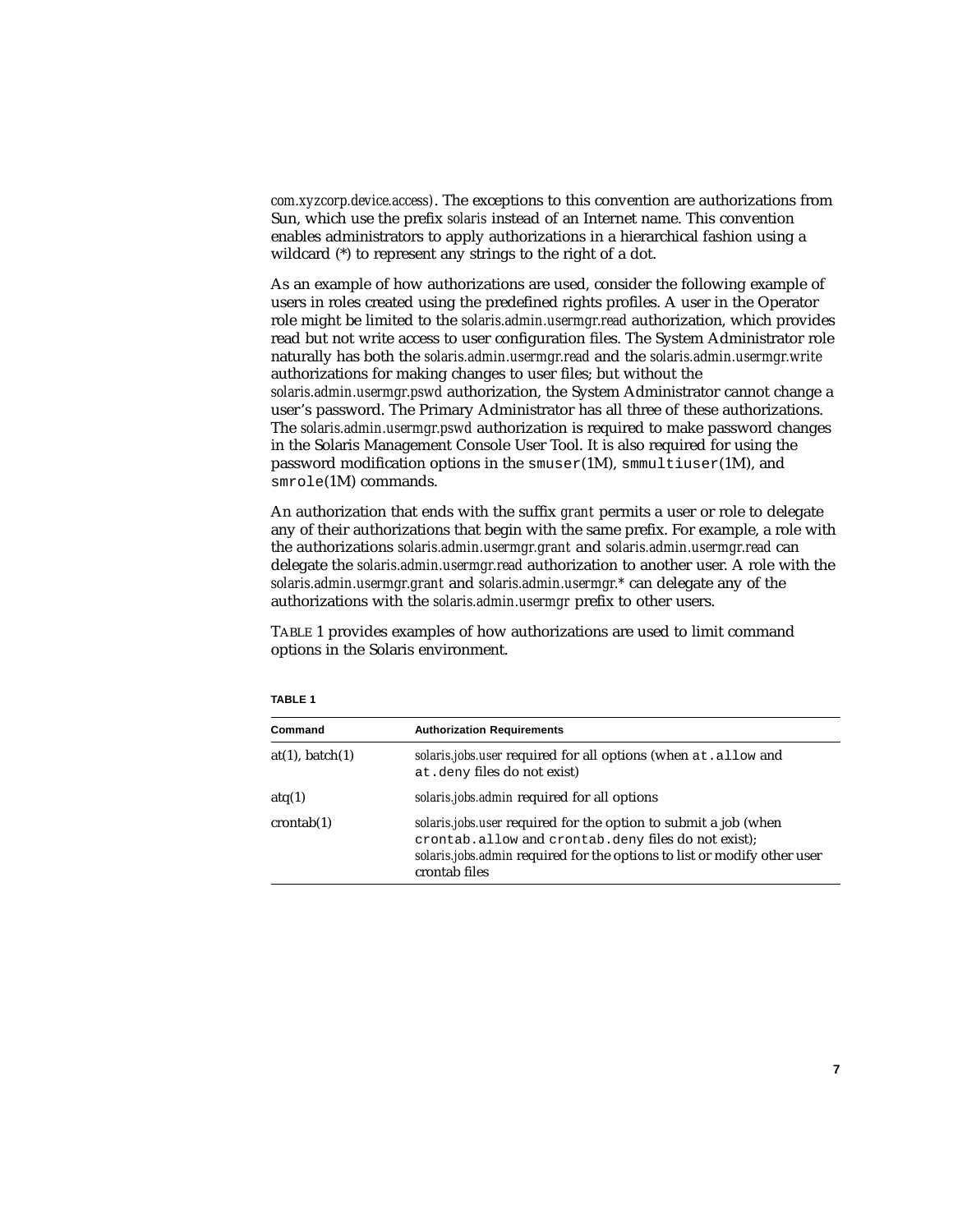*com.xyzcorp.device.access*). The exceptions to this convention are authorizations from Sun, which use the prefix *solaris* instead of an Internet name. This convention enables administrators to apply authorizations in a hierarchical fashion using a wildcard (*) to represent any strings to the right of a dot.

As an example of how authorizations are used, consider the following example of users in roles created using the predefined rights profiles. A user in the Operator role might be limited to the *solaris.admin.usermgr.read* authorization, which provides read but not write access to user configuration files. The System Administrator role naturally has both the *solaris.admin.usermgr.read* and the *solaris.admin.usermgr.write* authorizations for making changes to user files; but without the *solaris.admin.usermgr.pswd* authorization, the System Administrator cannot change a user's password. The Primary Administrator has all three of these authorizations. The *solaris.admin.usermgr.pswd* authorization is required to make password changes in the Solaris Management Console User Tool. It is also required for using the password modification options in the `smuser`(1M), `smmultiuser`(1M), and `smrole`(1M) commands.

An authorization that ends with the suffix *grant* permits a user or role to delegate any of their authorizations that begin with the same prefix. For example, a role with the authorizations *solaris.admin.usermgr.grant* and *solaris.admin.usermgr.read* can delegate the *solaris.admin.usermgr.read* authorization to another user. A role with the *solaris.admin.usermgr.grant* and *solaris.admin.usermgr.** can delegate any of the authorizations with the *solaris.admin.usermgr* prefix to other users.

TABLE 1 provides examples of how authorizations are used to limit command options in the Solaris environment.

**TABLE 1**

| Command | Authorization Requirements |
|---|---|
| at(1), batch(1) | *solaris.jobs.user* required for all options (when `at.allow` and `at.deny` files do not exist) |
| atq(1) | *solaris.jobs.admin* required for all options |
| crontab(1) | *solaris.jobs.user* required for the option to submit a job (when `crontab.allow` and `crontab.deny` files do not exist); *solaris.jobs.admin* required for the options to list or modify other user crontab files |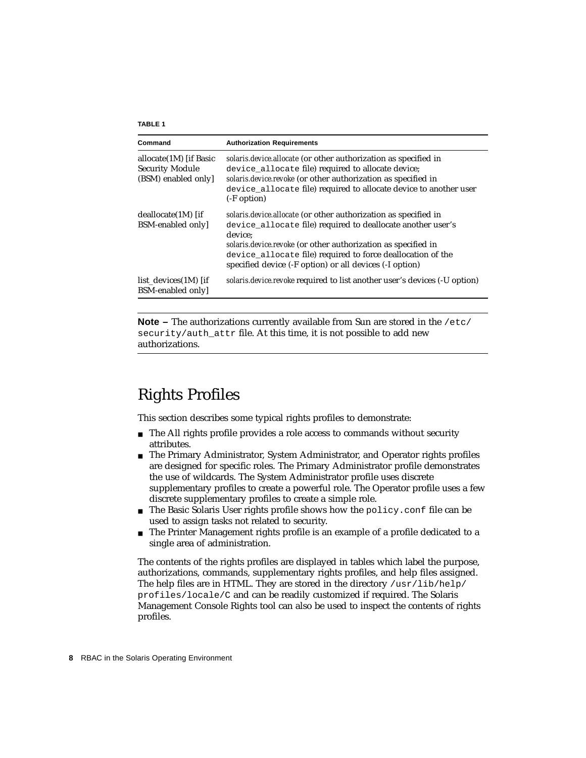**TABLE 1**

| Command | Authorization Requirements |
| --- | --- |
| allocate(1M) [if Basic Security Module (BSM) enabled only] | *solaris.device.allocate* (or other authorization as specified in `device_allocate` file) required to allocate device; *solaris.device.revoke* (or other authorization as specified in `device_allocate` file) required to allocate device to another user (-F option) |
| deallocate(1M) [if BSM-enabled only] | *solaris.device.allocate* (or other authorization as specified in `device_allocate` file) required to deallocate another user's device; *solaris.device.revoke* (or other authorization as specified in `device_allocate` file) required to force deallocation of the specified device (-F option) or all devices (-I option) |
| list_devices(1M) [if BSM-enabled only] | *solaris.device.revoke* required to list another user's devices (-U option) |

---

**Note –** The authorizations currently available from Sun are stored in the `/etc/security/auth_attr` file. At this time, it is not possible to add new authorizations.

---

## Rights Profiles

This section describes some typical rights profiles to demonstrate:

- The All rights profile provides a role access to commands without security attributes.
- The Primary Administrator, System Administrator, and Operator rights profiles are designed for specific roles. The Primary Administrator profile demonstrates the use of wildcards. The System Administrator profile uses discrete supplementary profiles to create a powerful role. The Operator profile uses a few discrete supplementary profiles to create a simple role.
- The Basic Solaris User rights profile shows how the `policy.conf` file can be used to assign tasks not related to security.
- The Printer Management rights profile is an example of a profile dedicated to a single area of administration.

The contents of the rights profiles are displayed in tables which label the purpose, authorizations, commands, supplementary rights profiles, and help files assigned. The help files are in HTML. They are stored in the directory `/usr/lib/help/profiles/locale/C` and can be readily customized if required. The Solaris Management Console Rights tool can also be used to inspect the contents of rights profiles.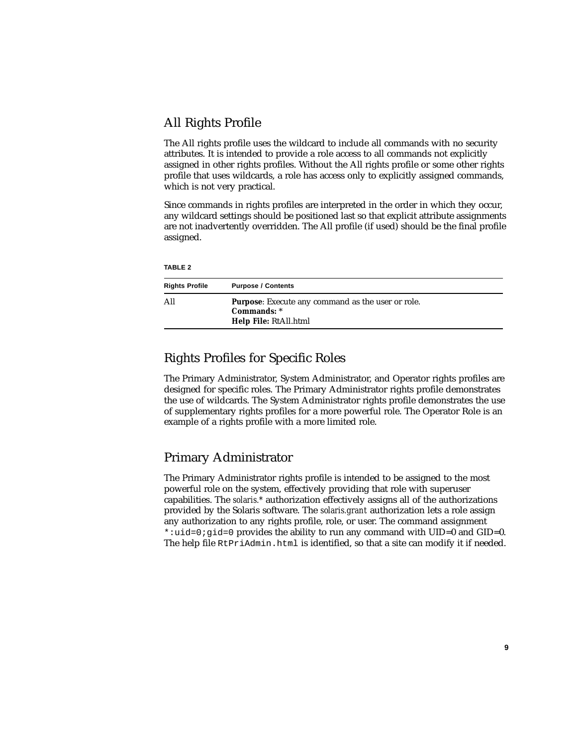## All Rights Profile

The All rights profile uses the wildcard to include all commands with no security attributes. It is intended to provide a role access to all commands not explicitly assigned in other rights profiles. Without the All rights profile or some other rights profile that uses wildcards, a role has access only to explicitly assigned commands, which is not very practical.

Since commands in rights profiles are interpreted in the order in which they occur, any wildcard settings should be positioned last so that explicit attribute assignments are not inadvertently overridden. The All profile (if used) should be the final profile assigned.

**TABLE 2**

| Rights Profile | Purpose / Contents |
| --- | --- |
| All | **Purpose**: Execute any command as the user or role.<br>**Commands:** *<br>**Help File:** RtAll.html |

## Rights Profiles for Specific Roles

The Primary Administrator, System Administrator, and Operator rights profiles are designed for specific roles. The Primary Administrator rights profile demonstrates the use of wildcards. The System Administrator rights profile demonstrates the use of supplementary rights profiles for a more powerful role. The Operator Role is an example of a rights profile with a more limited role.

## Primary Administrator

The Primary Administrator rights profile is intended to be assigned to the most powerful role on the system, effectively providing that role with superuser capabilities. The *solaris.** authorization effectively assigns all of the authorizations provided by the Solaris software. The *solaris.grant* authorization lets a role assign any authorization to any rights profile, role, or user. The command assignment `*:uid=0;gid=0` provides the ability to run any command with UID=0 and GID=0. The help file `RtPriAdmin.html` is identified, so that a site can modify it if needed.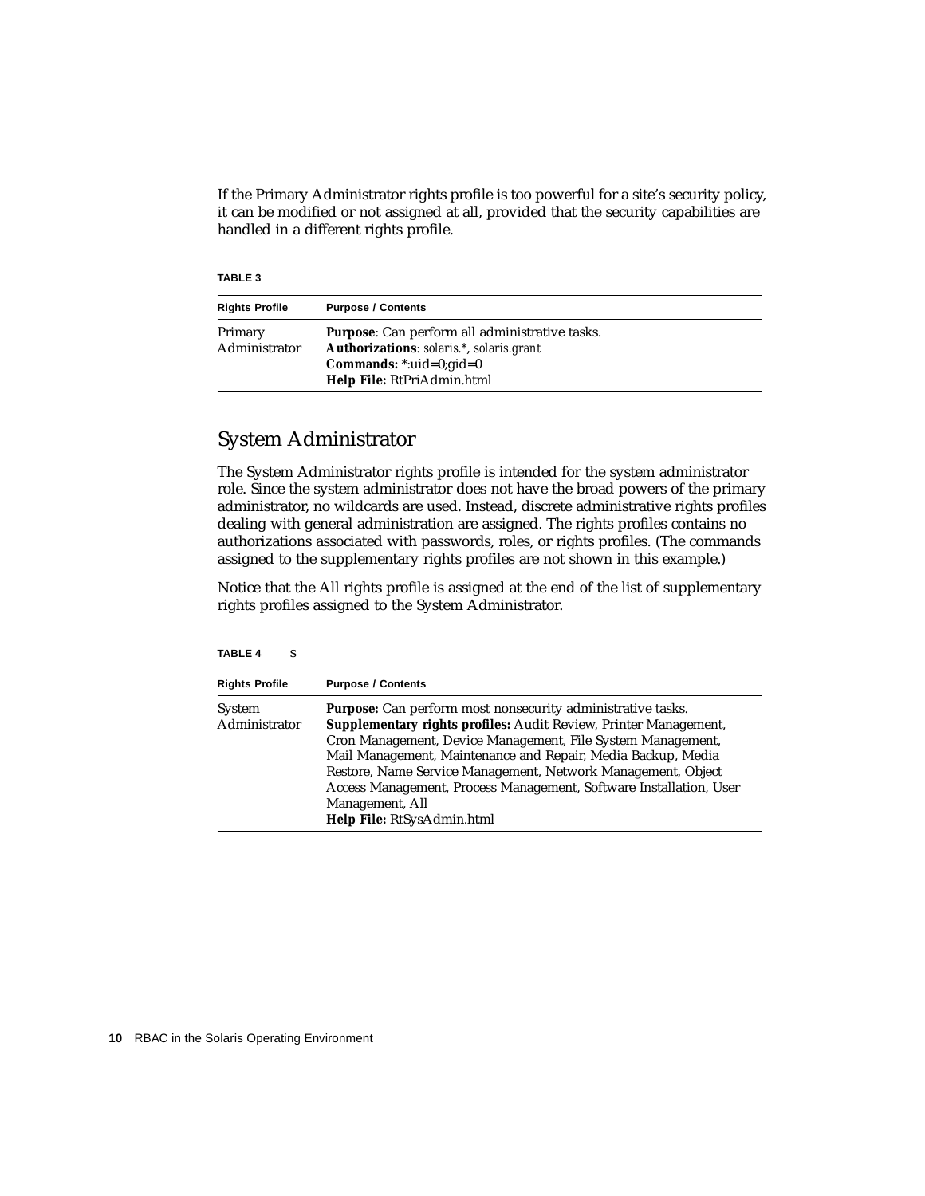If the Primary Administrator rights profile is too powerful for a site's security policy, it can be modified or not assigned at all, provided that the security capabilities are handled in a different rights profile.

**TABLE 3**

| Rights Profile | Purpose / Contents |
| --- | --- |
| Primary Administrator | **Purpose**: Can perform all administrative tasks.<br>**Authorizations**: *solaris.\**, *solaris.grant*<br>**Commands:** *:uid=0;gid=0<br>**Help File:** RtPriAdmin.html |

## System Administrator

The System Administrator rights profile is intended for the system administrator role. Since the system administrator does not have the broad powers of the primary administrator, no wildcards are used. Instead, discrete administrative rights profiles dealing with general administration are assigned. The rights profiles contains no authorizations associated with passwords, roles, or rights profiles. (The commands assigned to the supplementary rights profiles are not shown in this example.)

Notice that the All rights profile is assigned at the end of the list of supplementary rights profiles assigned to the System Administrator.

**TABLE 4** S

| Rights Profile | Purpose / Contents |
| --- | --- |
| System Administrator | **Purpose:** Can perform most nonsecurity administrative tasks.<br>**Supplementary rights profiles:** Audit Review, Printer Management, Cron Management, Device Management, File System Management, Mail Management, Maintenance and Repair, Media Backup, Media Restore, Name Service Management, Network Management, Object Access Management, Process Management, Software Installation, User Management, All<br>**Help File:** RtSysAdmin.html |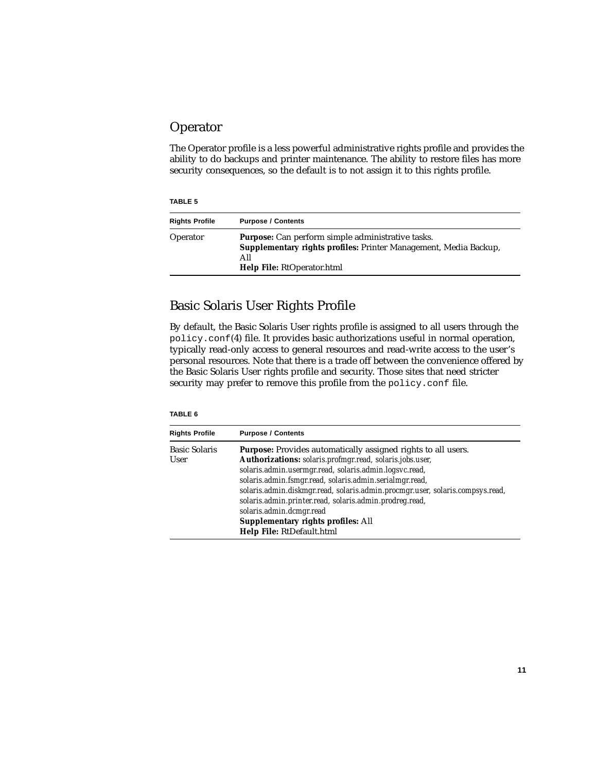## Operator

The Operator profile is a less powerful administrative rights profile and provides the ability to do backups and printer maintenance. The ability to restore files has more security consequences, so the default is to not assign it to this rights profile.

**TABLE 5**

| Rights Profile | Purpose / Contents |
|---|---|
| Operator | **Purpose:** Can perform simple administrative tasks.<br>**Supplementary rights profiles:** Printer Management, Media Backup, All<br>**Help File:** RtOperator.html |

## Basic Solaris User Rights Profile

By default, the Basic Solaris User rights profile is assigned to all users through the `policy.conf`(4) file. It provides basic authorizations useful in normal operation, typically read-only access to general resources and read-write access to the user's personal resources. Note that there is a trade off between the convenience offered by the Basic Solaris User rights profile and security. Those sites that need stricter security may prefer to remove this profile from the `policy.conf` file.

**TABLE 6**

| Rights Profile | Purpose / Contents |
|---|---|
| Basic Solaris User | **Purpose:** Provides automatically assigned rights to all users.<br>**Authorizations:** solaris.profmgr.read, solaris.jobs.user, solaris.admin.usermgr.read, solaris.admin.logsvc.read, solaris.admin.fsmgr.read, solaris.admin.serialmgr.read, solaris.admin.diskmgr.read, solaris.admin.procmgr.user, solaris.compsys.read, solaris.admin.printer.read, solaris.admin.prodreg.read, solaris.admin.dcmgr.read<br>**Supplementary rights profiles:** All<br>**Help File:** RtDefault.html |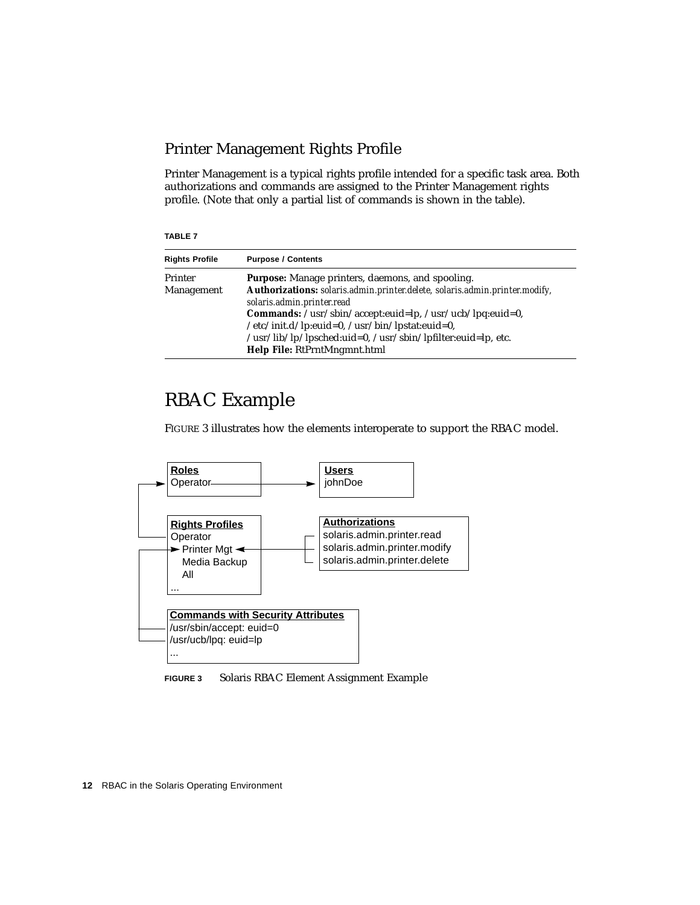## Printer Management Rights Profile

Printer Management is a typical rights profile intended for a specific task area. Both authorizations and commands are assigned to the Printer Management rights profile. (Note that only a partial list of commands is shown in the table).

**TABLE 7**

| Rights Profile | Purpose / Contents |
|---|---|
| Printer Management | **Purpose:** Manage printers, daemons, and spooling.<br>**Authorizations:** *solaris.admin.printer.delete, solaris.admin.printer.modify, solaris.admin.printer.read*<br>**Commands:** /usr/sbin/accept:euid=lp, /usr/ucb/lpq:euid=0, /etc/init.d/lp:euid=0, /usr/bin/lpstat:euid=0, /usr/lib/lp/lpsched:uid=0, /usr/sbin/lpfilter:euid=lp, etc.<br>**Help File:** RtPrntMngmnt.html |

## RBAC Example

FIGURE 3 illustrates how the elements interoperate to support the RBAC model.

**Roles**
Operator

**Users**
johnDoe

**Rights Profiles**
Operator
Printer Mgt
Media Backup
All
...

**Authorizations**
solaris.admin.printer.read
solaris.admin.printer.modify
solaris.admin.printer.delete

**Commands with Security Attributes**
/usr/sbin/accept: euid=0
/usr/ucb/lpq: euid=lp
...

**FIGURE 3** Solaris RBAC Element Assignment Example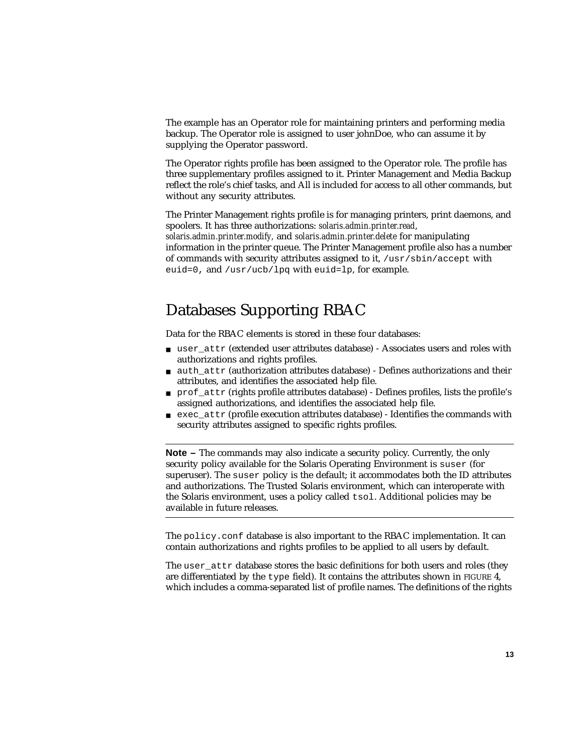The example has an Operator role for maintaining printers and performing media backup. The Operator role is assigned to user johnDoe, who can assume it by supplying the Operator password.

The Operator rights profile has been assigned to the Operator role. The profile has three supplementary profiles assigned to it. Printer Management and Media Backup reflect the role's chief tasks, and All is included for access to all other commands, but without any security attributes.

The Printer Management rights profile is for managing printers, print daemons, and spoolers. It has three authorizations: *solaris.admin.printer.read*, *solaris.admin.printer.modify*, and *solaris.admin.printer.delete* for manipulating information in the printer queue. The Printer Management profile also has a number of commands with security attributes assigned to it, `/usr/sbin/accept` with `euid=0`, and `/usr/ucb/lpq` with `euid=lp`, for example.

## Databases Supporting RBAC

Data for the RBAC elements is stored in these four databases:

- `user_attr` (extended user attributes database) - Associates users and roles with authorizations and rights profiles.
- `auth_attr` (authorization attributes database) - Defines authorizations and their attributes, and identifies the associated help file.
- `prof_attr` (rights profile attributes database) - Defines profiles, lists the profile's assigned authorizations, and identifies the associated help file.
- `exec_attr` (profile execution attributes database) - Identifies the commands with security attributes assigned to specific rights profiles.

---

**Note –** The commands may also indicate a security policy. Currently, the only security policy available for the Solaris Operating Environment is `suser` (for superuser). The `suser` policy is the default; it accommodates both the ID attributes and authorizations. The Trusted Solaris environment, which can interoperate with the Solaris environment, uses a policy called `tsol`. Additional policies may be available in future releases.

---

The `policy.conf` database is also important to the RBAC implementation. It can contain authorizations and rights profiles to be applied to all users by default.

The `user_attr` database stores the basic definitions for both users and roles (they are differentiated by the `type` field). It contains the attributes shown in FIGURE 4, which includes a comma-separated list of profile names. The definitions of the rights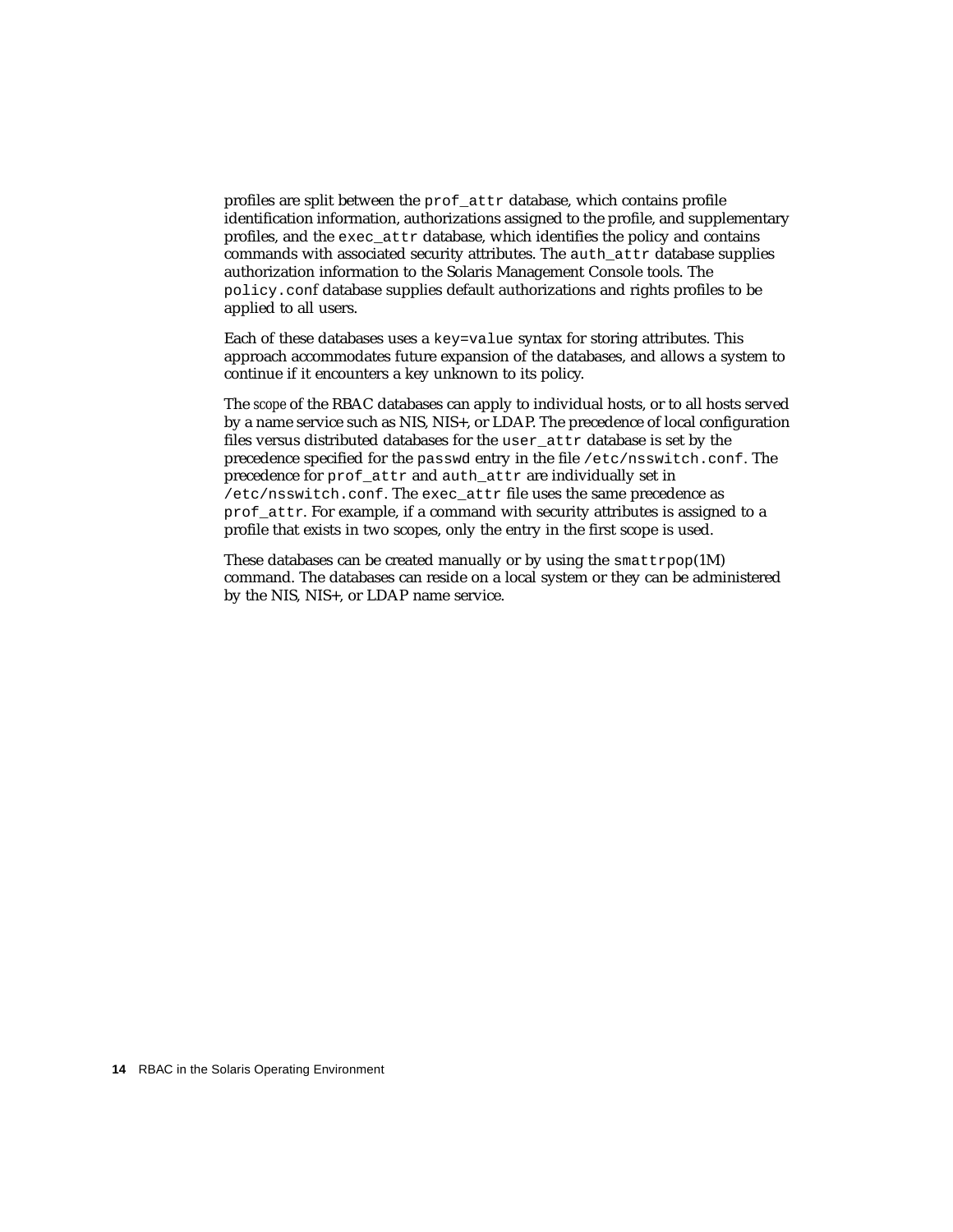profiles are split between the `prof_attr` database, which contains profile identification information, authorizations assigned to the profile, and supplementary profiles, and the `exec_attr` database, which identifies the policy and contains commands with associated security attributes. The `auth_attr` database supplies authorization information to the Solaris Management Console tools. The `policy.conf` database supplies default authorizations and rights profiles to be applied to all users.

Each of these databases uses a `key=value` syntax for storing attributes. This approach accommodates future expansion of the databases, and allows a system to continue if it encounters a key unknown to its policy.

The *scope* of the RBAC databases can apply to individual hosts, or to all hosts served by a name service such as NIS, NIS+, or LDAP. The precedence of local configuration files versus distributed databases for the `user_attr` database is set by the precedence specified for the `passwd` entry in the file `/etc/nsswitch.conf`. The precedence for `prof_attr` and `auth_attr` are individually set in `/etc/nsswitch.conf`. The `exec_attr` file uses the same precedence as `prof_attr`. For example, if a command with security attributes is assigned to a profile that exists in two scopes, only the entry in the first scope is used.

These databases can be created manually or by using the `smattrpop`(1M) command. The databases can reside on a local system or they can be administered by the NIS, NIS+, or LDAP name service.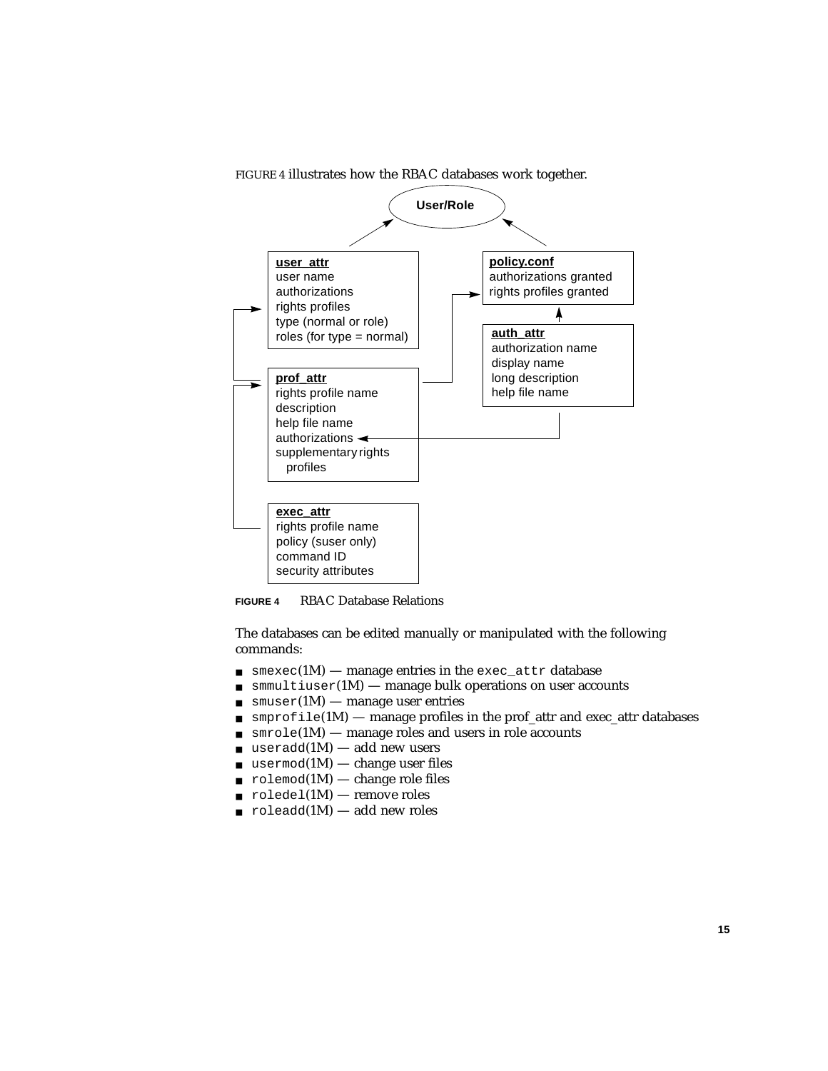FIGURE 4 illustrates how the RBAC databases work together.

User/Role

**user_attr**
user name
authorizations
rights profiles
type (normal or role)
roles (for type = normal)

**policy.conf**
authorizations granted
rights profiles granted

**auth_attr**
authorization name
display name
long description
help file name

**prof_attr**
rights profile name
description
help file name
authorizations
supplementary rights profiles

**exec_attr**
rights profile name
policy (suser only)
command ID
security attributes

**FIGURE 4** RBAC Database Relations

The databases can be edited manually or manipulated with the following commands:

- `smexec`(1M) — manage entries in the `exec_attr` database
- `smmultiuser`(1M) — manage bulk operations on user accounts
- `smuser`(1M) — manage user entries
- `smprofile`(1M) — manage profiles in the prof_attr and exec_attr databases
- `smrole`(1M) — manage roles and users in role accounts
- `useradd`(1M) — add new users
- `usermod`(1M) — change user files
- `rolemod`(1M) — change role files
- `roledel`(1M) — remove roles
- `roleadd`(1M) — add new roles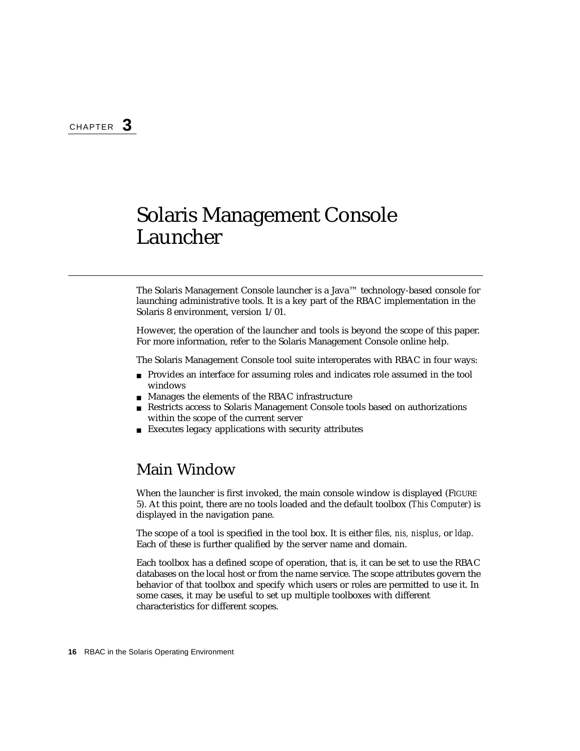CHAPTER **3**

# Solaris Management Console Launcher

The Solaris Management Console launcher is a Java™ technology-based console for launching administrative tools. It is a key part of the RBAC implementation in the Solaris 8 environment, version 1/01.

However, the operation of the launcher and tools is beyond the scope of this paper. For more information, refer to the Solaris Management Console online help.

The Solaris Management Console tool suite interoperates with RBAC in four ways:

- Provides an interface for assuming roles and indicates role assumed in the tool windows
- Manages the elements of the RBAC infrastructure
- Restricts access to Solaris Management Console tools based on authorizations within the scope of the current server
- Executes legacy applications with security attributes

## Main Window

When the launcher is first invoked, the main console window is displayed (FIGURE 5). At this point, there are no tools loaded and the default toolbox (*This Computer*) is displayed in the navigation pane.

The scope of a tool is specified in the tool box. It is either *files, nis, nisplus*, or *ldap*. Each of these is further qualified by the server name and domain.

Each toolbox has a defined scope of operation, that is, it can be set to use the RBAC databases on the local host or from the name service. The scope attributes govern the behavior of that toolbox and specify which users or roles are permitted to use it. In some cases, it may be useful to set up multiple toolboxes with different characteristics for different scopes.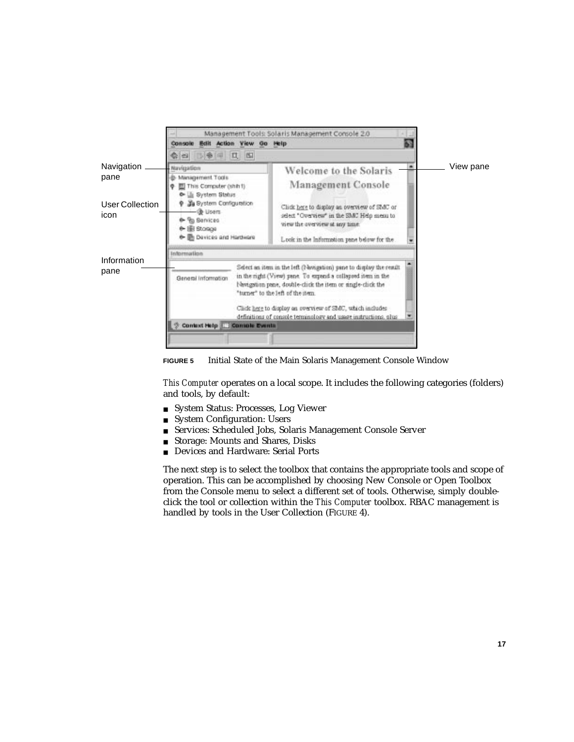**FIGURE 5** Initial State of the Main Solaris Management Console Window

*This Computer* operates on a local scope. It includes the following categories (folders) and tools, by default:

- System Status: Processes, Log Viewer
- System Configuration: Users
- Services: Scheduled Jobs, Solaris Management Console Server
- Storage: Mounts and Shares, Disks
- Devices and Hardware: Serial Ports

The next step is to select the toolbox that contains the appropriate tools and scope of operation. This can be accomplished by choosing New Console or Open Toolbox from the Console menu to select a different set of tools. Otherwise, simply double-click the tool or collection within the *This Computer* toolbox. RBAC management is handled by tools in the User Collection (FIGURE 4).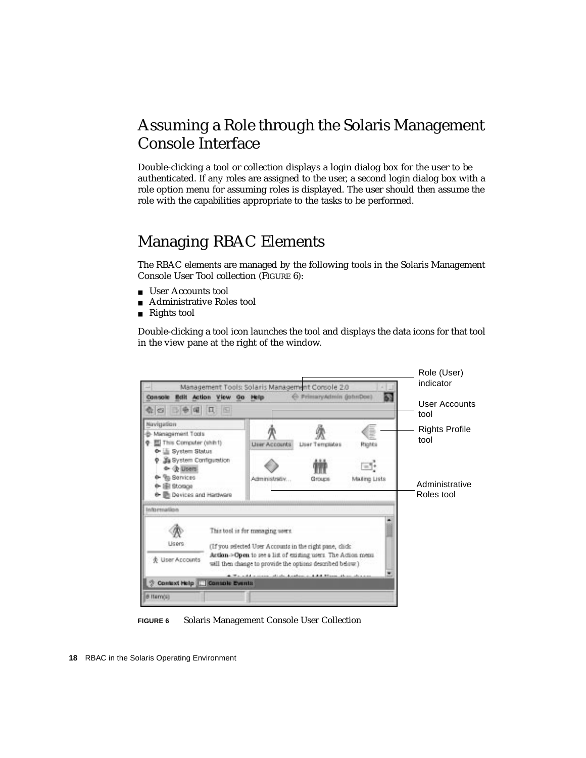## Assuming a Role through the Solaris Management Console Interface

Double-clicking a tool or collection displays a login dialog box for the user to be authenticated. If any roles are assigned to the user, a second login dialog box with a role option menu for assuming roles is displayed. The user should then assume the role with the capabilities appropriate to the tasks to be performed.

## Managing RBAC Elements

The RBAC elements are managed by the following tools in the Solaris Management Console User Tool collection (FIGURE 6):

- User Accounts tool
- Administrative Roles tool
- Rights tool

Double-clicking a tool icon launches the tool and displays the data icons for that tool in the view pane at the right of the window.

**FIGURE 6** Solaris Management Console User Collection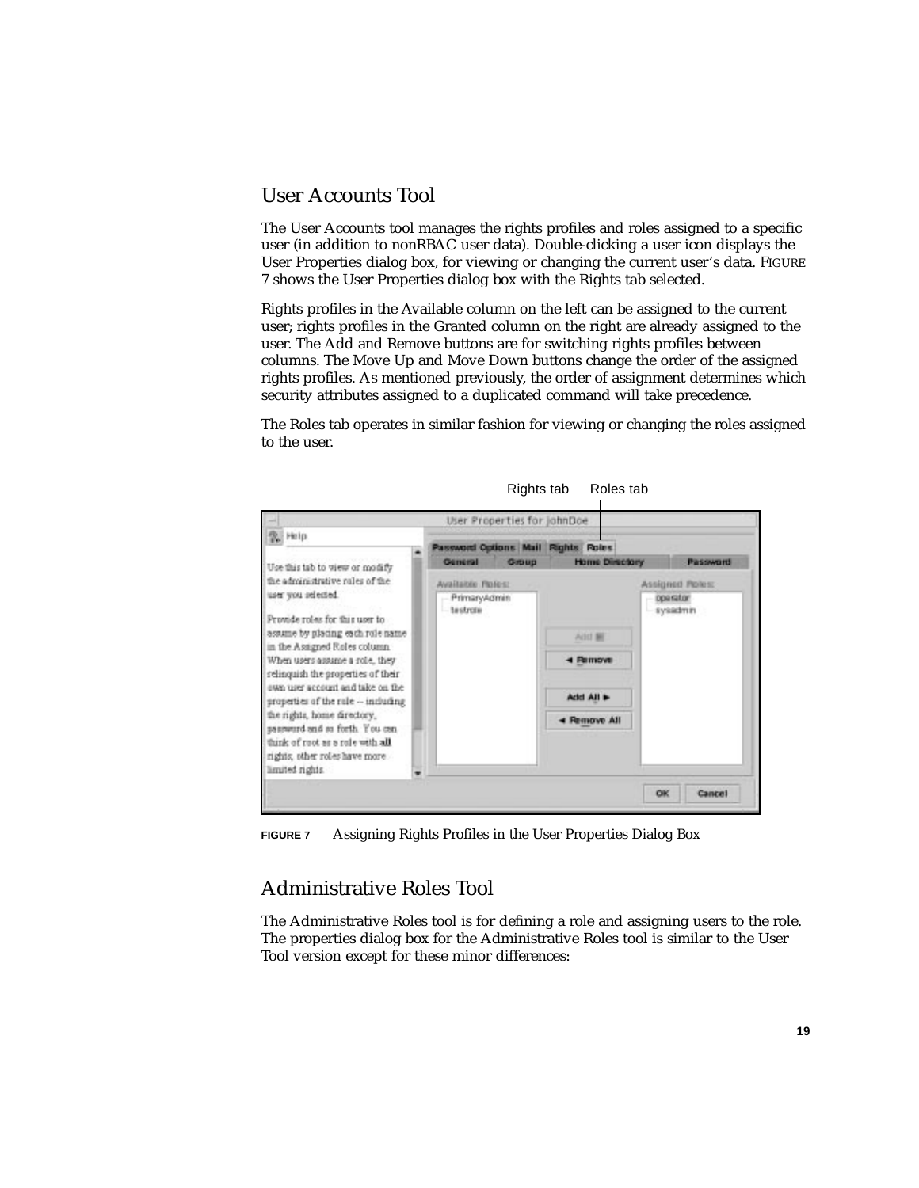## User Accounts Tool

The User Accounts tool manages the rights profiles and roles assigned to a specific user (in addition to nonRBAC user data). Double-clicking a user icon displays the User Properties dialog box, for viewing or changing the current user's data. FIGURE 7 shows the User Properties dialog box with the Rights tab selected.

Rights profiles in the Available column on the left can be assigned to the current user; rights profiles in the Granted column on the right are already assigned to the user. The Add and Remove buttons are for switching rights profiles between columns. The Move Up and Move Down buttons change the order of the assigned rights profiles. As mentioned previously, the order of assignment determines which security attributes assigned to a duplicated command will take precedence.

The Roles tab operates in similar fashion for viewing or changing the roles assigned to the user.

**FIGURE 7** Assigning Rights Profiles in the User Properties Dialog Box

## Administrative Roles Tool

The Administrative Roles tool is for defining a role and assigning users to the role. The properties dialog box for the Administrative Roles tool is similar to the User Tool version except for these minor differences: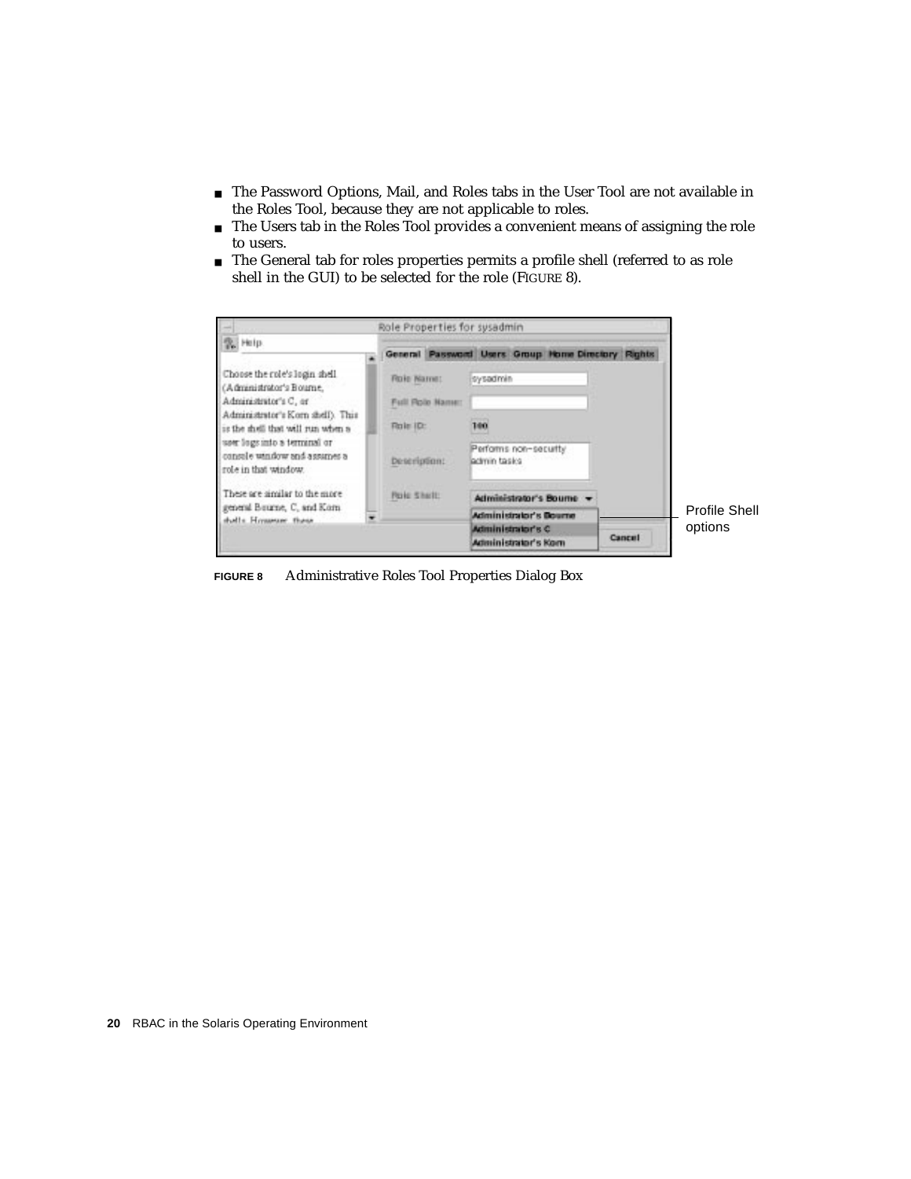- The Password Options, Mail, and Roles tabs in the User Tool are not available in the Roles Tool, because they are not applicable to roles.
- The Users tab in the Roles Tool provides a convenient means of assigning the role to users.
- The General tab for roles properties permits a profile shell (referred to as role shell in the GUI) to be selected for the role (FIGURE 8).

**FIGURE 8** Administrative Roles Tool Properties Dialog Box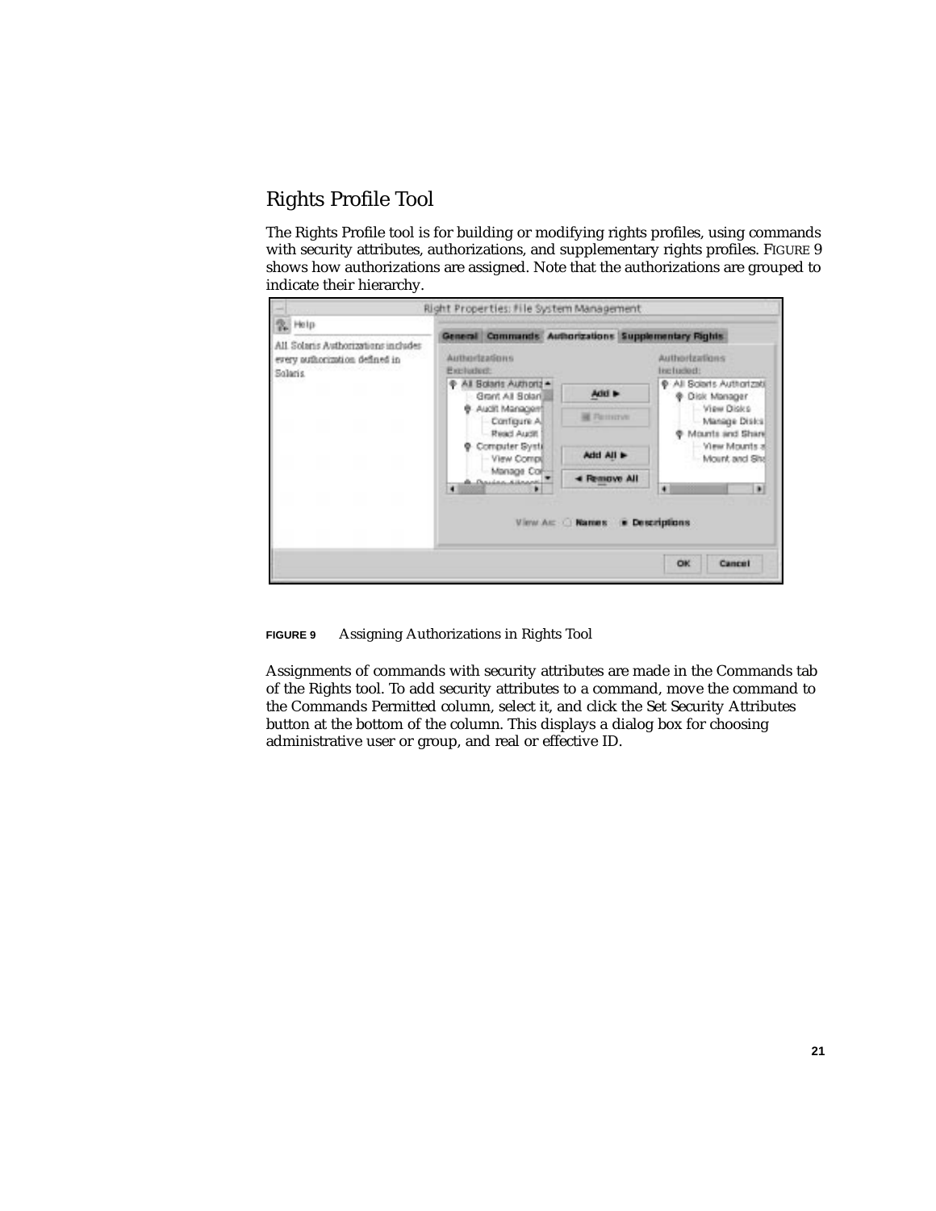## Rights Profile Tool

The Rights Profile tool is for building or modifying rights profiles, using commands with security attributes, authorizations, and supplementary rights profiles. FIGURE 9 shows how authorizations are assigned. Note that the authorizations are grouped to indicate their hierarchy.

**FIGURE 9** Assigning Authorizations in Rights Tool

Assignments of commands with security attributes are made in the Commands tab of the Rights tool. To add security attributes to a command, move the command to the Commands Permitted column, select it, and click the Set Security Attributes button at the bottom of the column. This displays a dialog box for choosing administrative user or group, and real or effective ID.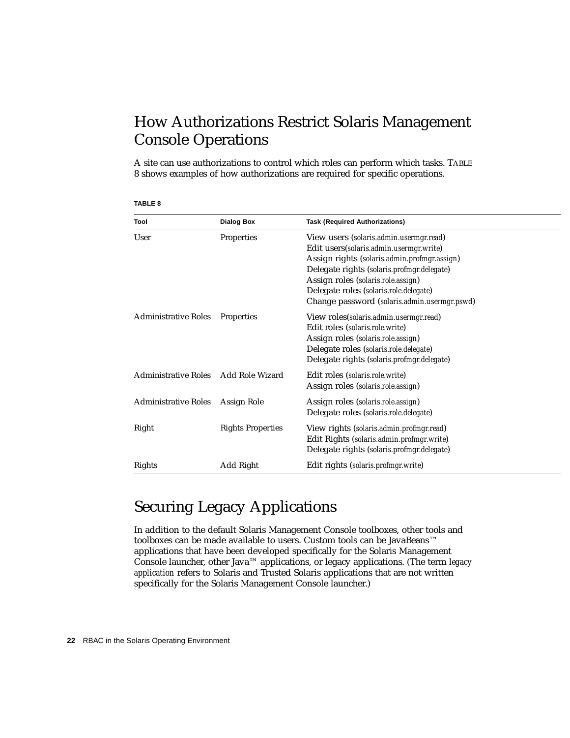## How Authorizations Restrict Solaris Management Console Operations

A site can use authorizations to control which roles can perform which tasks. TABLE 8 shows examples of how authorizations are required for specific operations.

**TABLE 8**

| Tool | Dialog Box | Task (Required Authorizations) |
|---|---|---|
| User | Properties | View users (solaris.admin.usermgr.read)<br>Edit users(solaris.admin.usermgr.write)<br>Assign rights (solaris.admin.profmgr.assign)<br>Delegate rights (solaris.profmgr.delegate)<br>Assign roles (solaris.role.assign)<br>Delegate roles (solaris.role.delegate)<br>Change password (solaris.admin.usermgr.pswd) |
| Administrative Roles | Properties | View roles(solaris.admin.usermgr.read)<br>Edit roles (solaris.role.write)<br>Assign roles (solaris.role.assign)<br>Delegate roles (solaris.role.delegate)<br>Delegate rights (solaris.profmgr.delegate) |
| Administrative Roles | Add Role Wizard | Edit roles (solaris.role.write)<br>Assign roles (solaris.role.assign) |
| Administrative Roles | Assign Role | Assign roles (solaris.role.assign)<br>Delegate roles (solaris.role.delegate) |
| Right | Rights Properties | View rights (solaris.admin.profmgr.read)<br>Edit Rights (solaris.admin.profmgr.write)<br>Delegate rights (solaris.profmgr.delegate) |
| Rights | Add Right | Edit rights (solaris.profmgr.write) |

## Securing Legacy Applications

In addition to the default Solaris Management Console toolboxes, other tools and toolboxes can be made available to users. Custom tools can be JavaBeans™ applications that have been developed specifically for the Solaris Management Console launcher, other Java™ applications, or legacy applications. (The term *legacy application* refers to Solaris and Trusted Solaris applications that are not written specifically for the Solaris Management Console launcher.)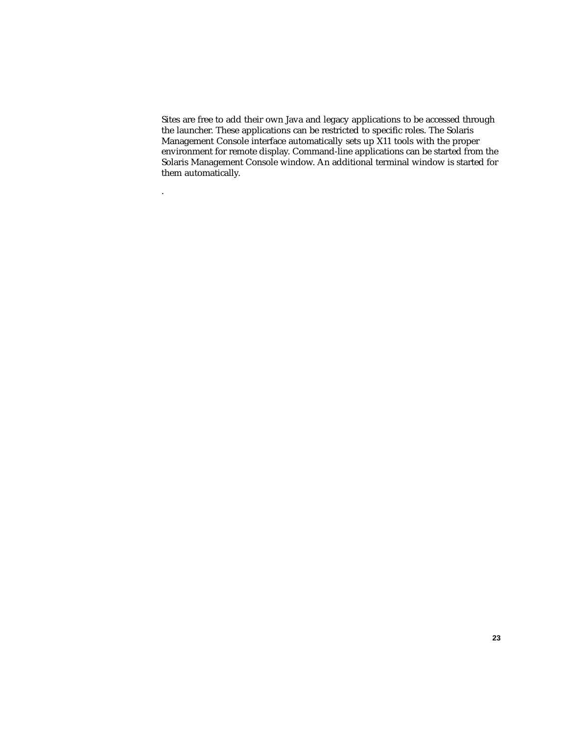Sites are free to add their own Java and legacy applications to be accessed through the launcher. These applications can be restricted to specific roles. The Solaris Management Console interface automatically sets up X11 tools with the proper environment for remote display. Command-line applications can be started from the Solaris Management Console window. An additional terminal window is started for them automatically.

.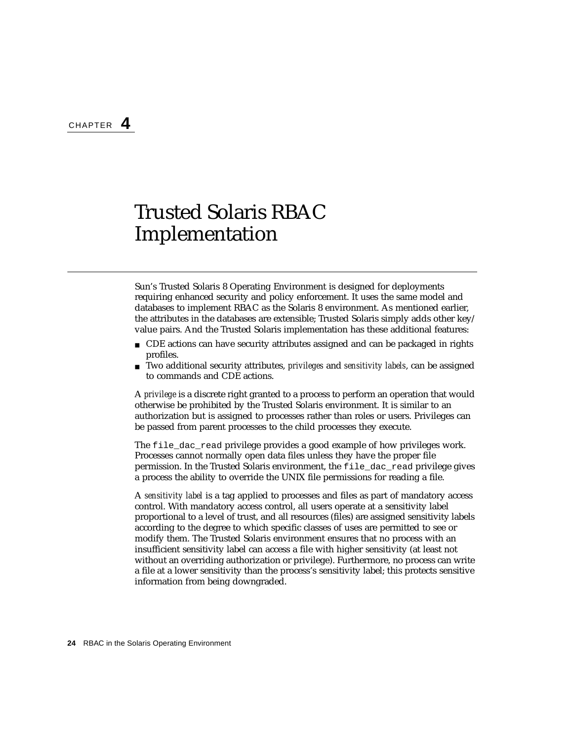CHAPTER **4**

# Trusted Solaris RBAC Implementation

Sun's Trusted Solaris 8 Operating Environment is designed for deployments requiring enhanced security and policy enforcement. It uses the same model and databases to implement RBAC as the Solaris 8 environment. As mentioned earlier, the attributes in the databases are extensible; Trusted Solaris simply adds other key/value pairs. And the Trusted Solaris implementation has these additional features:

- CDE actions can have security attributes assigned and can be packaged in rights profiles.
- Two additional security attributes, *privileges* and *sensitivity labels*, can be assigned to commands and CDE actions.

A *privilege* is a discrete right granted to a process to perform an operation that would otherwise be prohibited by the Trusted Solaris environment. It is similar to an authorization but is assigned to processes rather than roles or users. Privileges can be passed from parent processes to the child processes they execute.

The `file_dac_read` privilege provides a good example of how privileges work. Processes cannot normally open data files unless they have the proper file permission. In the Trusted Solaris environment, the `file_dac_read` privilege gives a process the ability to override the UNIX file permissions for reading a file.

A *sensitivity label* is a tag applied to processes and files as part of mandatory access control. With mandatory access control, all users operate at a sensitivity label proportional to a level of trust, and all resources (files) are assigned sensitivity labels according to the degree to which specific classes of uses are permitted to see or modify them. The Trusted Solaris environment ensures that no process with an insufficient sensitivity label can access a file with higher sensitivity (at least not without an overriding authorization or privilege). Furthermore, no process can write a file at a lower sensitivity than the process's sensitivity label; this protects sensitive information from being downgraded.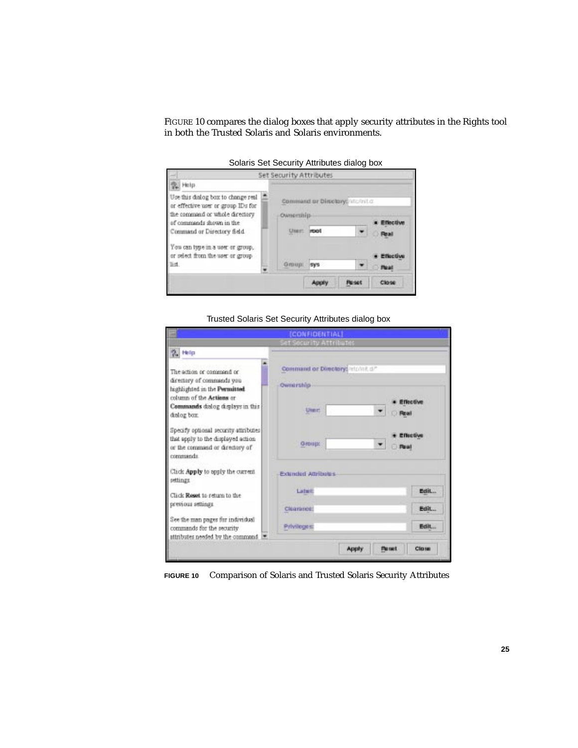FIGURE 10 compares the dialog boxes that apply security attributes in the Rights tool in both the Trusted Solaris and Solaris environments.

Solaris Set Security Attributes dialog box

Trusted Solaris Set Security Attributes dialog box

**FIGURE 10** Comparison of Solaris and Trusted Solaris Security Attributes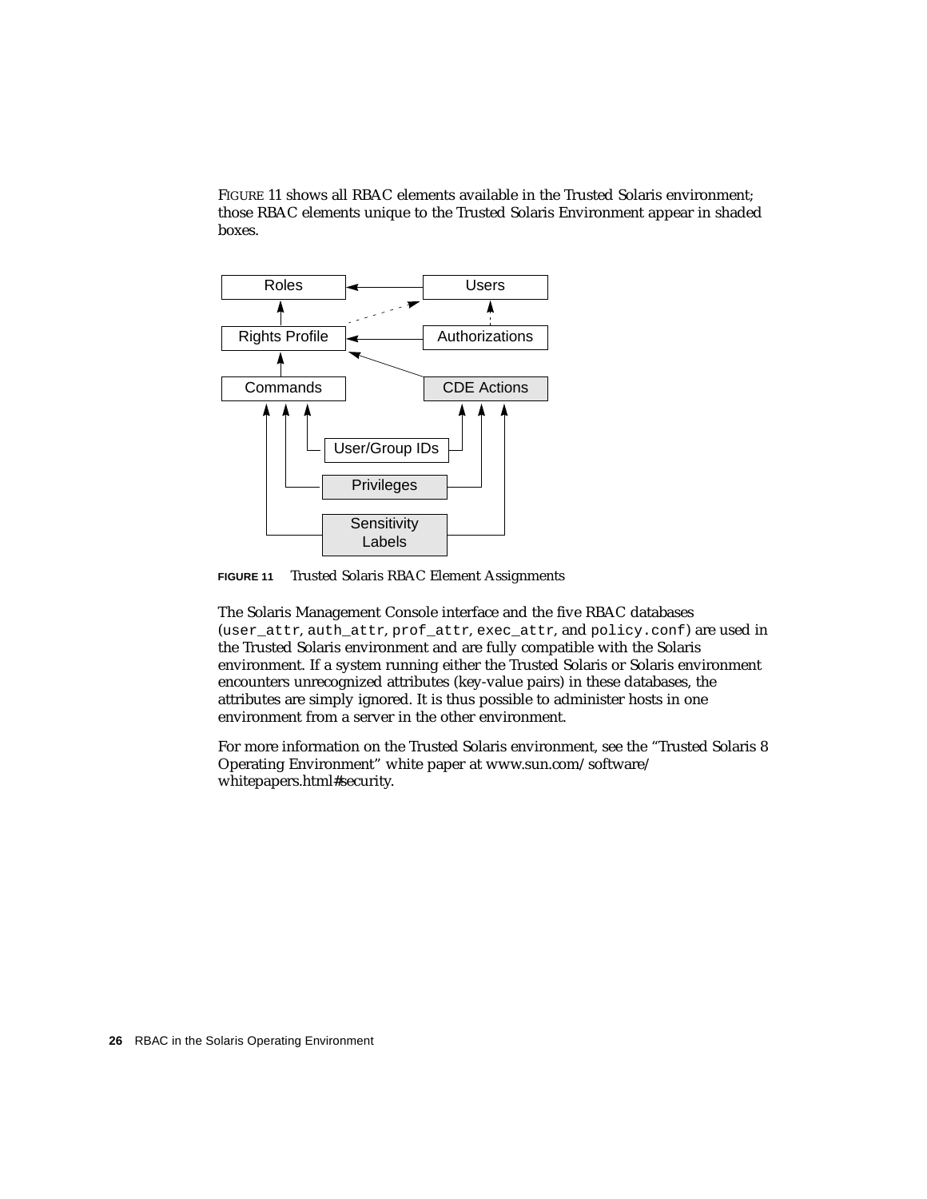FIGURE 11 shows all RBAC elements available in the Trusted Solaris environment; those RBAC elements unique to the Trusted Solaris Environment appear in shaded boxes.

**FIGURE 11** Trusted Solaris RBAC Element Assignments

The Solaris Management Console interface and the five RBAC databases (`user_attr`, `auth_attr`, `prof_attr`, `exec_attr`, and `policy.conf`) are used in the Trusted Solaris environment and are fully compatible with the Solaris environment. If a system running either the Trusted Solaris or Solaris environment encounters unrecognized attributes (key-value pairs) in these databases, the attributes are simply ignored. It is thus possible to administer hosts in one environment from a server in the other environment.

For more information on the Trusted Solaris environment, see the "Trusted Solaris 8 Operating Environment" white paper at www.sun.com/software/whitepapers.html#security.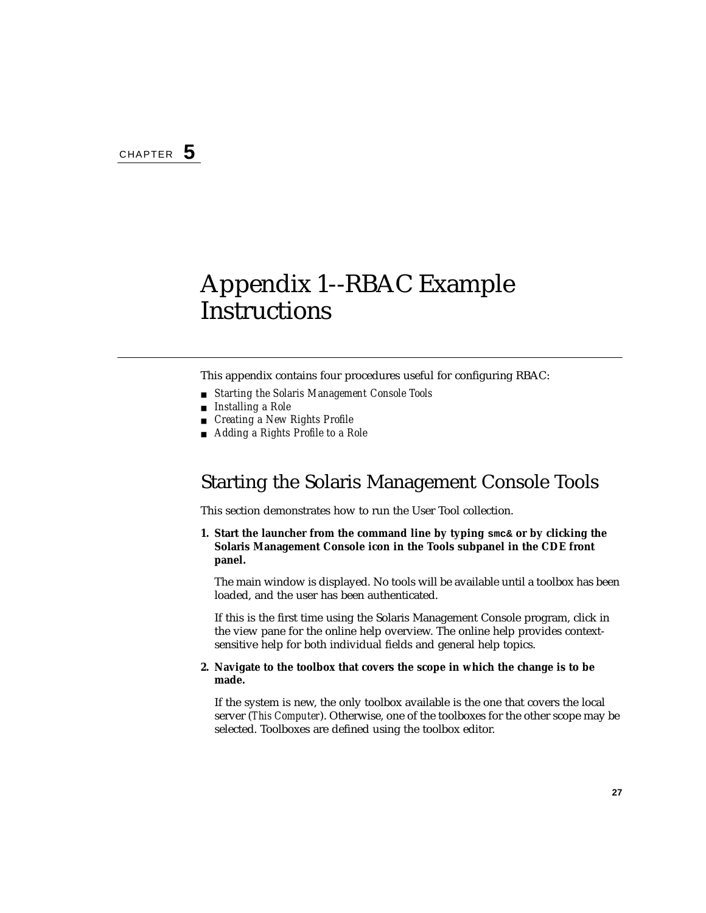CHAPTER **5**

# Appendix 1--RBAC Example Instructions

This appendix contains four procedures useful for configuring RBAC:

- *Starting the Solaris Management Console Tools*
- *Installing a Role*
- *Creating a New Rights Profile*
- *Adding a Rights Profile to a Role*

## Starting the Solaris Management Console Tools

This section demonstrates how to run the User Tool collection.

1. **Start the launcher from the command line by typing `smc&` or by clicking the Solaris Management Console icon in the Tools subpanel in the CDE front panel.**

   The main window is displayed. No tools will be available until a toolbox has been loaded, and the user has been authenticated.

   If this is the first time using the Solaris Management Console program, click in the view pane for the online help overview. The online help provides context-sensitive help for both individual fields and general help topics.

2. **Navigate to the toolbox that covers the scope in which the change is to be made.**

   If the system is new, the only toolbox available is the one that covers the local server (*This Computer*). Otherwise, one of the toolboxes for the other scope may be selected. Toolboxes are defined using the toolbox editor.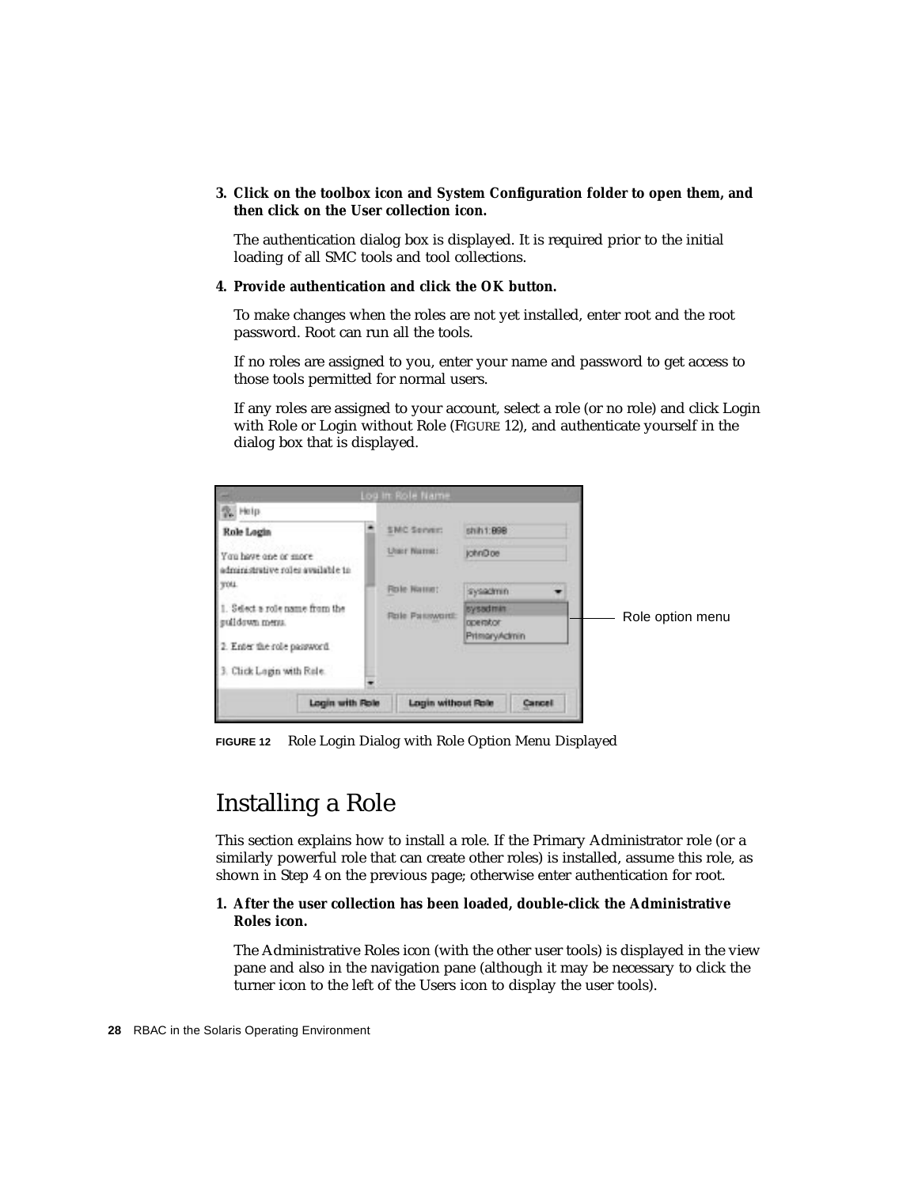3. **Click on the toolbox icon and System Configuration folder to open them, and then click on the User collection icon.**

   The authentication dialog box is displayed. It is required prior to the initial loading of all SMC tools and tool collections.

4. **Provide authentication and click the OK button.**

   To make changes when the roles are not yet installed, enter root and the root password. Root can run all the tools.

   If no roles are assigned to you, enter your name and password to get access to those tools permitted for normal users.

   If any roles are assigned to your account, select a role (or no role) and click Login with Role or Login without Role (FIGURE 12), and authenticate yourself in the dialog box that is displayed.

FIGURE 12 Role Login Dialog with Role Option Menu Displayed

# Installing a Role

This section explains how to install a role. If the Primary Administrator role (or a similarly powerful role that can create other roles) is installed, assume this role, as shown in Step 4 on the previous page; otherwise enter authentication for root.

1. **After the user collection has been loaded, double-click the Administrative Roles icon.**

   The Administrative Roles icon (with the other user tools) is displayed in the view pane and also in the navigation pane (although it may be necessary to click the turner icon to the left of the Users icon to display the user tools).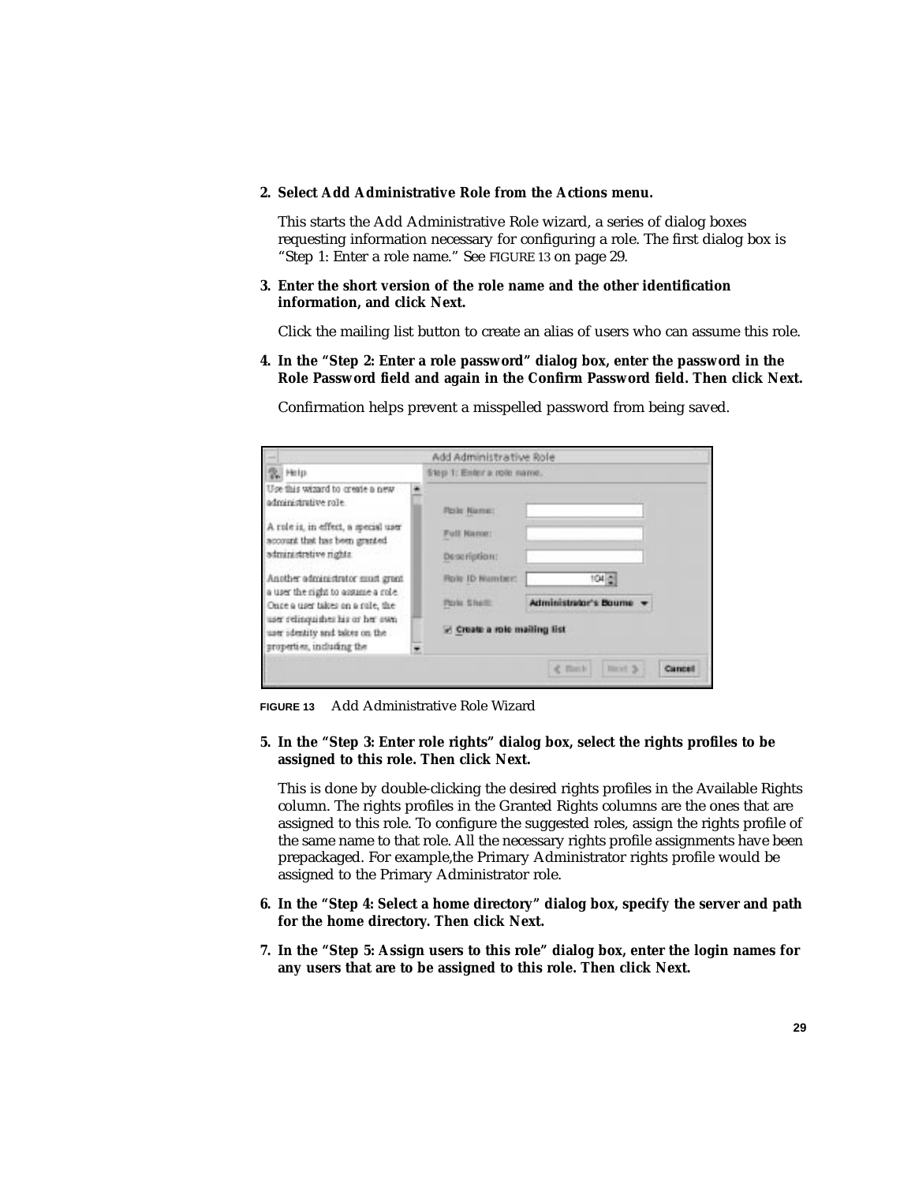2. **Select Add Administrative Role from the Actions menu.**

   This starts the Add Administrative Role wizard, a series of dialog boxes requesting information necessary for configuring a role. The first dialog box is "Step 1: Enter a role name." See FIGURE 13 on page 29.

3. **Enter the short version of the role name and the other identification information, and click Next.**

   Click the mailing list button to create an alias of users who can assume this role.

4. **In the "Step 2: Enter a role password" dialog box, enter the password in the Role Password field and again in the Confirm Password field. Then click Next.**

   Confirmation helps prevent a misspelled password from being saved.

FIGURE 13 Add Administrative Role Wizard

5. **In the "Step 3: Enter role rights" dialog box, select the rights profiles to be assigned to this role. Then click Next.**

   This is done by double-clicking the desired rights profiles in the Available Rights column. The rights profiles in the Granted Rights columns are the ones that are assigned to this role. To configure the suggested roles, assign the rights profile of the same name to that role. All the necessary rights profile assignments have been prepackaged. For example,the Primary Administrator rights profile would be assigned to the Primary Administrator role.

6. **In the "Step 4: Select a home directory" dialog box, specify the server and path for the home directory. Then click Next.**

7. **In the "Step 5: Assign users to this role" dialog box, enter the login names for any users that are to be assigned to this role. Then click Next.**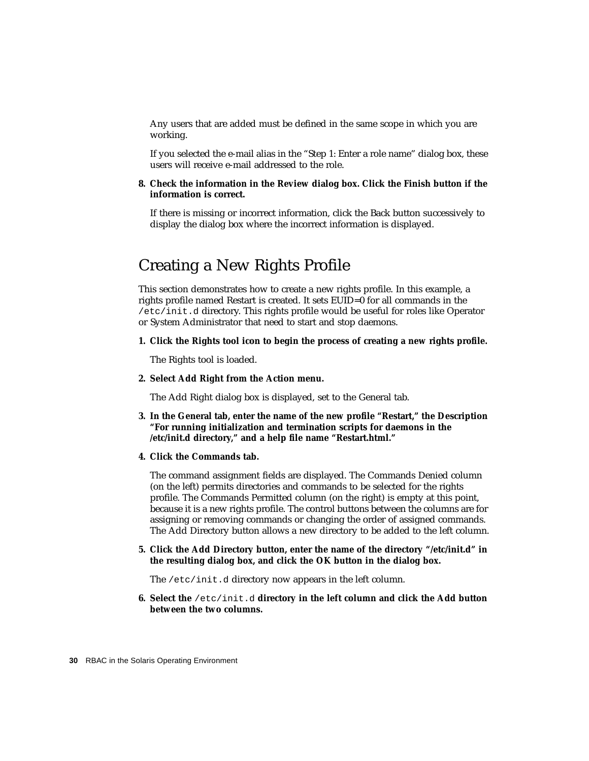Any users that are added must be defined in the same scope in which you are working.

If you selected the e-mail alias in the "Step 1: Enter a role name" dialog box, these users will receive e-mail addressed to the role.

8. **Check the information in the Review dialog box. Click the Finish button if the information is correct.**

   If there is missing or incorrect information, click the Back button successively to display the dialog box where the incorrect information is displayed.

## Creating a New Rights Profile

This section demonstrates how to create a new rights profile. In this example, a rights profile named Restart is created. It sets EUID=0 for all commands in the `/etc/init.d` directory. This rights profile would be useful for roles like Operator or System Administrator that need to start and stop daemons.

1. **Click the Rights tool icon to begin the process of creating a new rights profile.**

   The Rights tool is loaded.

2. **Select Add Right from the Action menu.**

   The Add Right dialog box is displayed, set to the General tab.

3. **In the General tab, enter the name of the new profile "Restart," the Description "For running initialization and termination scripts for daemons in the /etc/init.d directory," and a help file name "Restart.html."**

4. **Click the Commands tab.**

   The command assignment fields are displayed. The Commands Denied column (on the left) permits directories and commands to be selected for the rights profile. The Commands Permitted column (on the right) is empty at this point, because it is a new rights profile. The control buttons between the columns are for assigning or removing commands or changing the order of assigned commands. The Add Directory button allows a new directory to be added to the left column.

5. **Click the Add Directory button, enter the name of the directory "/etc/init.d" in the resulting dialog box, and click the OK button in the dialog box.**

   The `/etc/init.d` directory now appears in the left column.

6. **Select the `/etc/init.d` directory in the left column and click the Add button between the two columns.**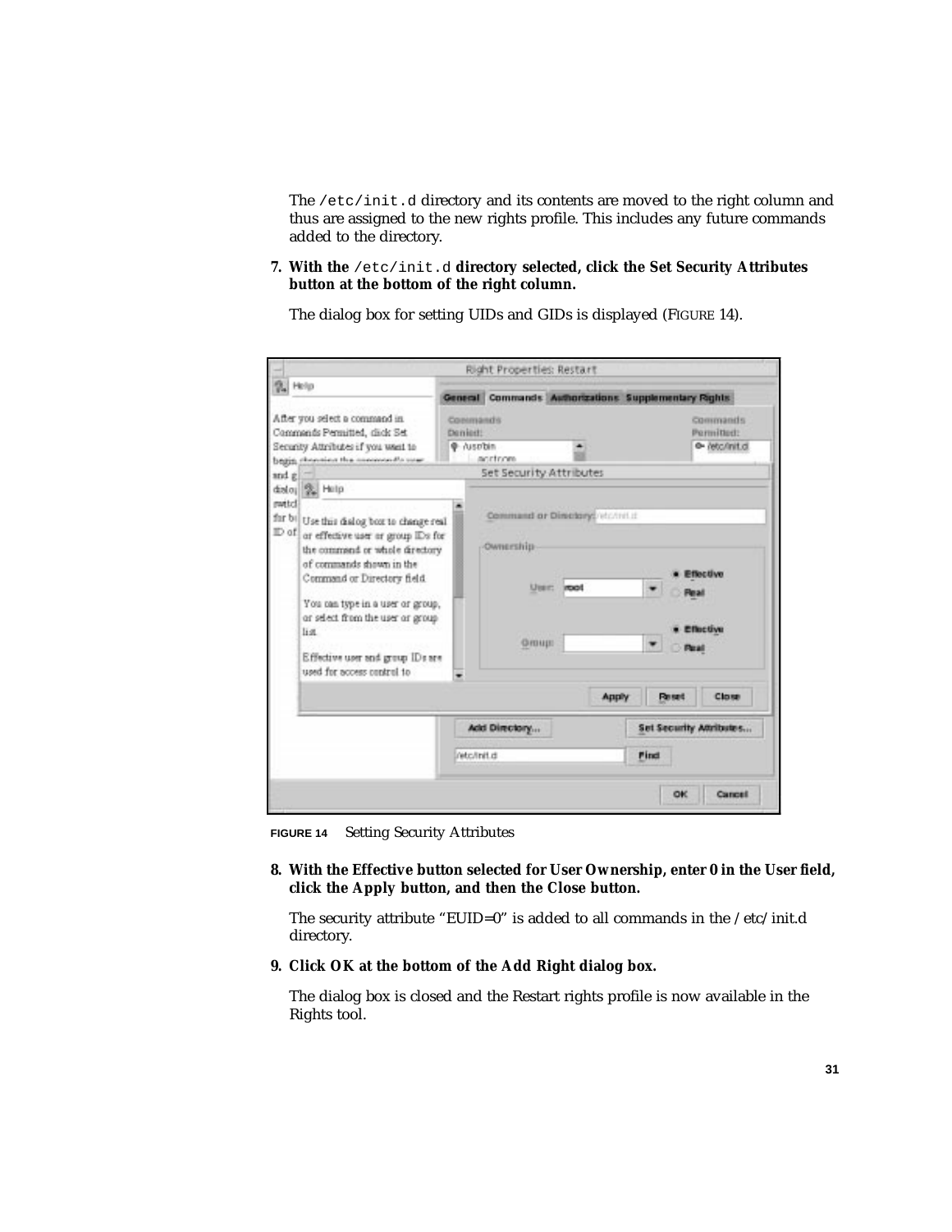The `/etc/init.d` directory and its contents are moved to the right column and thus are assigned to the new rights profile. This includes any future commands added to the directory.

7. **With the** `/etc/init.d` **directory selected, click the Set Security Attributes button at the bottom of the right column.**

   The dialog box for setting UIDs and GIDs is displayed (FIGURE 14).

**FIGURE 14** Setting Security Attributes

8. **With the Effective button selected for User Ownership, enter 0 in the User field, click the Apply button, and then the Close button.**

   The security attribute "EUID=0" is added to all commands in the /etc/init.d directory.

9. **Click OK at the bottom of the Add Right dialog box.**

   The dialog box is closed and the Restart rights profile is now available in the Rights tool.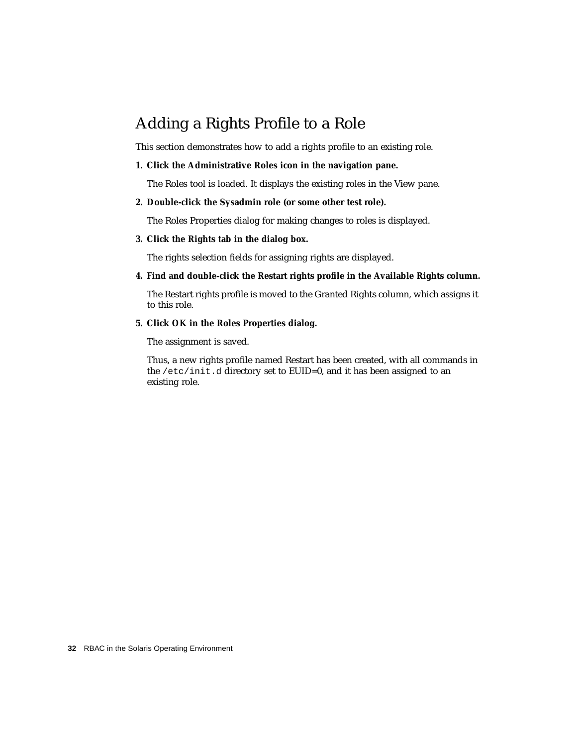## Adding a Rights Profile to a Role

This section demonstrates how to add a rights profile to an existing role.

1. **Click the Administrative Roles icon in the navigation pane.**

   The Roles tool is loaded. It displays the existing roles in the View pane.

2. **Double-click the Sysadmin role (or some other test role).**

   The Roles Properties dialog for making changes to roles is displayed.

3. **Click the Rights tab in the dialog box.**

   The rights selection fields for assigning rights are displayed.

4. **Find and double-click the Restart rights profile in the Available Rights column.**

   The Restart rights profile is moved to the Granted Rights column, which assigns it to this role.

5. **Click OK in the Roles Properties dialog.**

   The assignment is saved.

   Thus, a new rights profile named Restart has been created, with all commands in the `/etc/init.d` directory set to EUID=0, and it has been assigned to an existing role.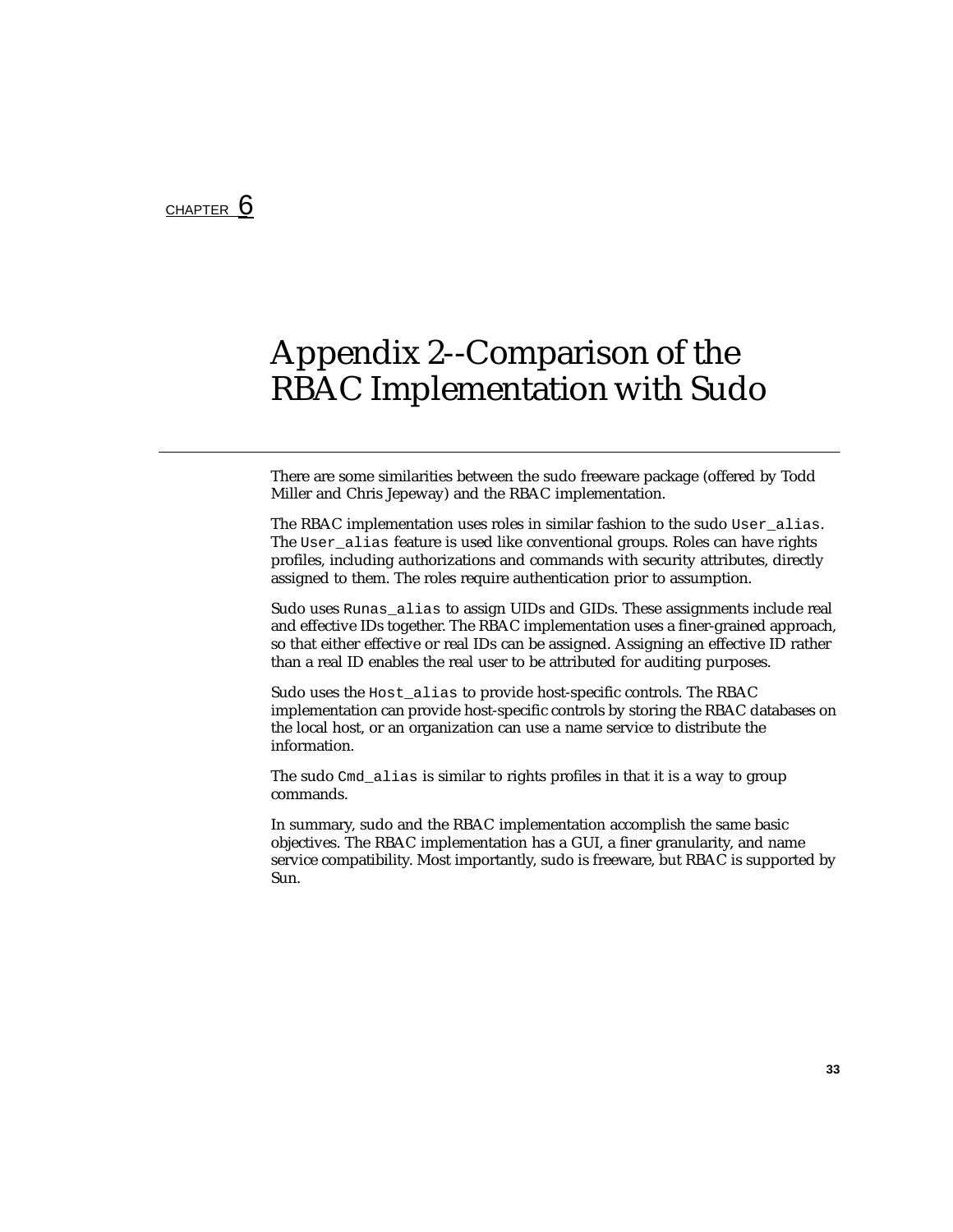CHAPTER 6

# Appendix 2--Comparison of the RBAC Implementation with Sudo

There are some similarities between the sudo freeware package (offered by Todd Miller and Chris Jepeway) and the RBAC implementation.

The RBAC implementation uses roles in similar fashion to the sudo `User_alias`. The `User_alias` feature is used like conventional groups. Roles can have rights profiles, including authorizations and commands with security attributes, directly assigned to them. The roles require authentication prior to assumption.

Sudo uses `Runas_alias` to assign UIDs and GIDs. These assignments include real and effective IDs together. The RBAC implementation uses a finer-grained approach, so that either effective or real IDs can be assigned. Assigning an effective ID rather than a real ID enables the real user to be attributed for auditing purposes.

Sudo uses the `Host_alias` to provide host-specific controls. The RBAC implementation can provide host-specific controls by storing the RBAC databases on the local host, or an organization can use a name service to distribute the information.

The sudo `Cmd_alias` is similar to rights profiles in that it is a way to group commands.

In summary, sudo and the RBAC implementation accomplish the same basic objectives. The RBAC implementation has a GUI, a finer granularity, and name service compatibility. Most importantly, sudo is freeware, but RBAC is supported by Sun.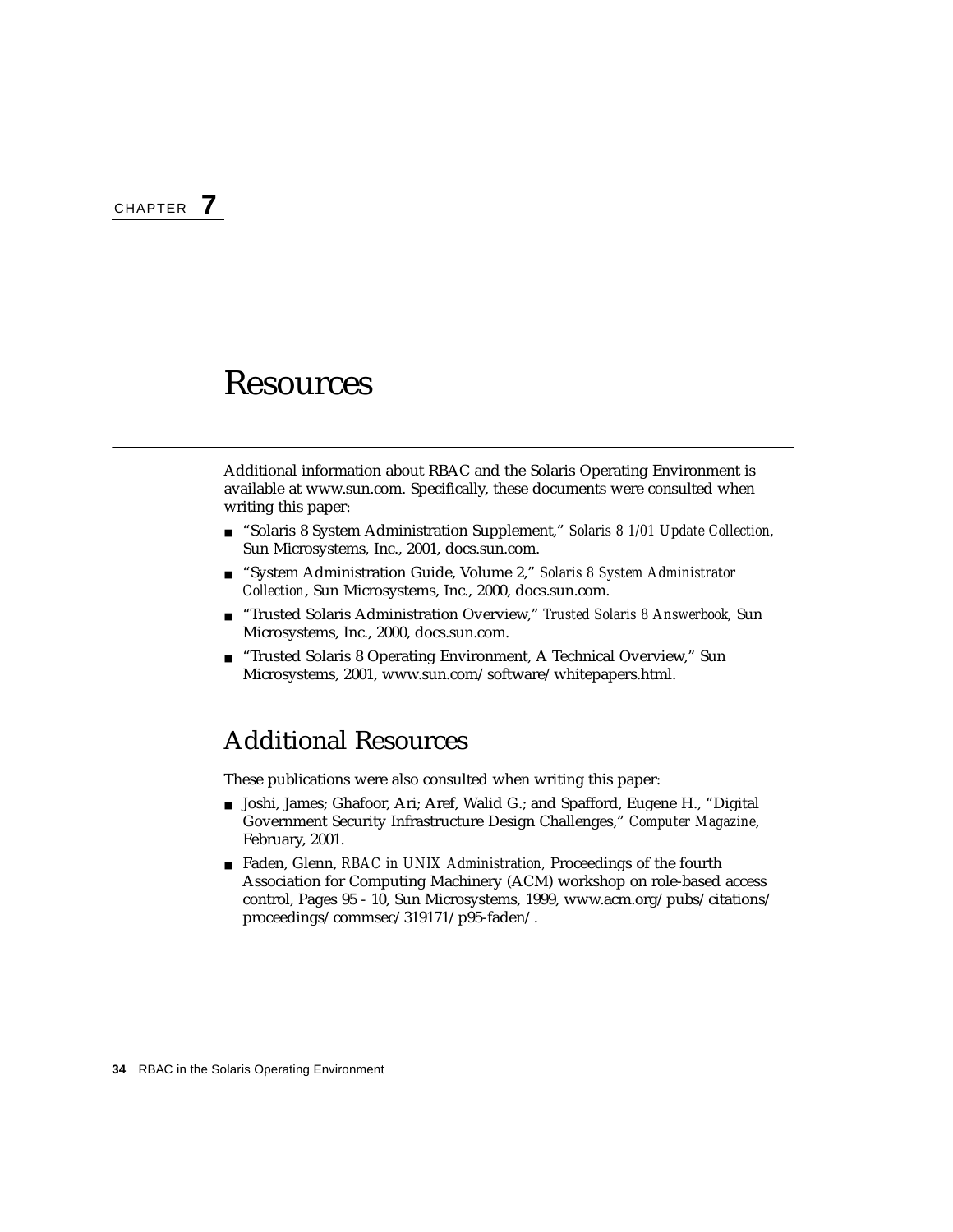CHAPTER **7**

# Resources

Additional information about RBAC and the Solaris Operating Environment is available at www.sun.com. Specifically, these documents were consulted when writing this paper:

- "Solaris 8 System Administration Supplement," *Solaris 8 1/01 Update Collection,* Sun Microsystems, Inc., 2001, docs.sun.com.
- "System Administration Guide, Volume 2," *Solaris 8 System Administrator Collection*, Sun Microsystems, Inc., 2000, docs.sun.com.
- "Trusted Solaris Administration Overview," *Trusted Solaris 8 Answerbook,* Sun Microsystems, Inc., 2000, docs.sun.com.
- "Trusted Solaris 8 Operating Environment, A Technical Overview," Sun Microsystems, 2001, www.sun.com/software/whitepapers.html.

## Additional Resources

These publications were also consulted when writing this paper:

- Joshi, James; Ghafoor, Ari; Aref, Walid G.; and Spafford, Eugene H., "Digital Government Security Infrastructure Design Challenges," *Computer Magazine*, February, 2001.
- Faden, Glenn, *RBAC in UNIX Administration,* Proceedings of the fourth Association for Computing Machinery (ACM) workshop on role-based access control, Pages 95 - 10, Sun Microsystems, 1999, www.acm.org/pubs/citations/proceedings/commsec/319171/p95-faden/.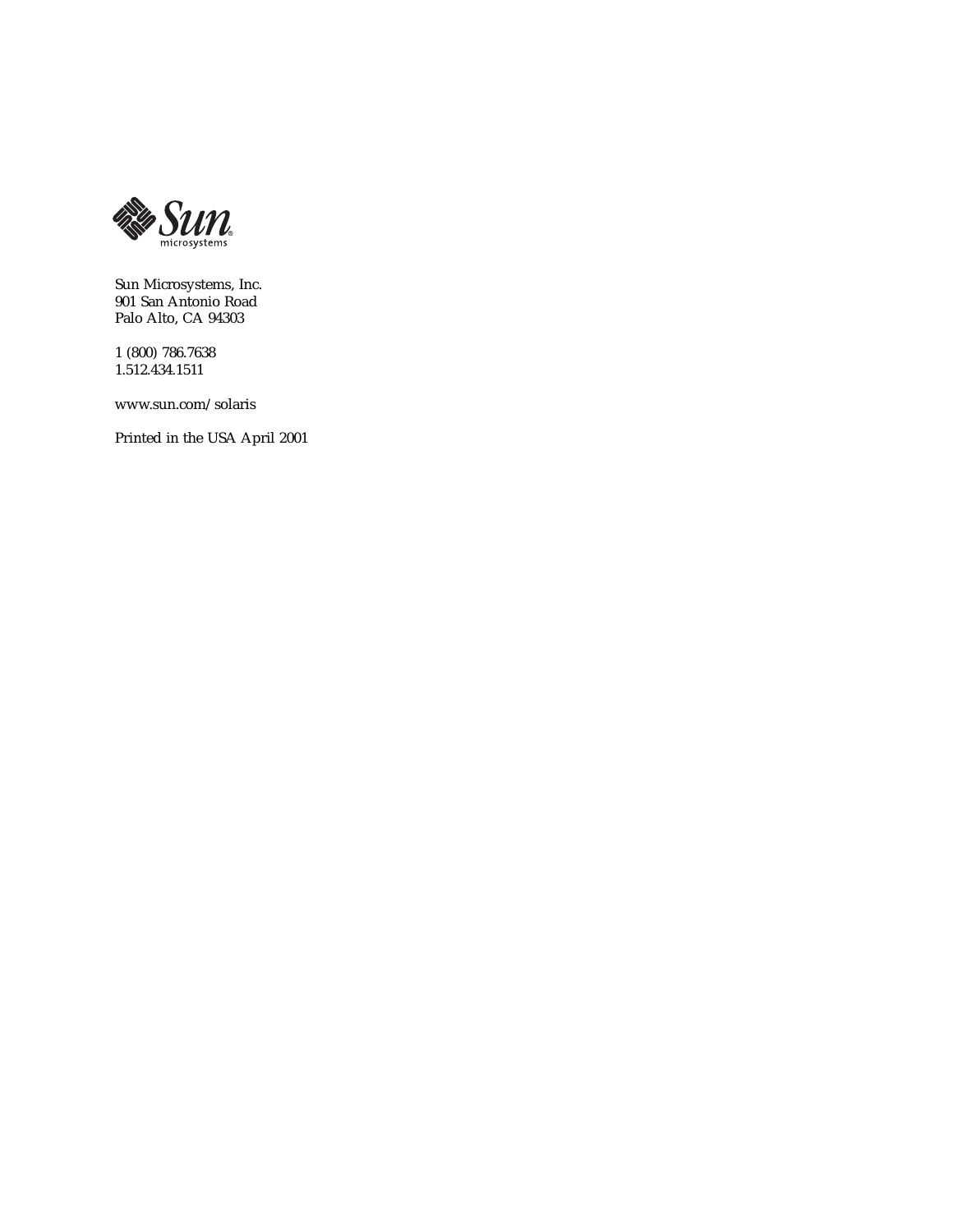Sun Microsystems, Inc.
901 San Antonio Road
Palo Alto, CA 94303

1 (800) 786.7638
1.512.434.1511

www.sun.com/solaris

Printed in the USA April 2001